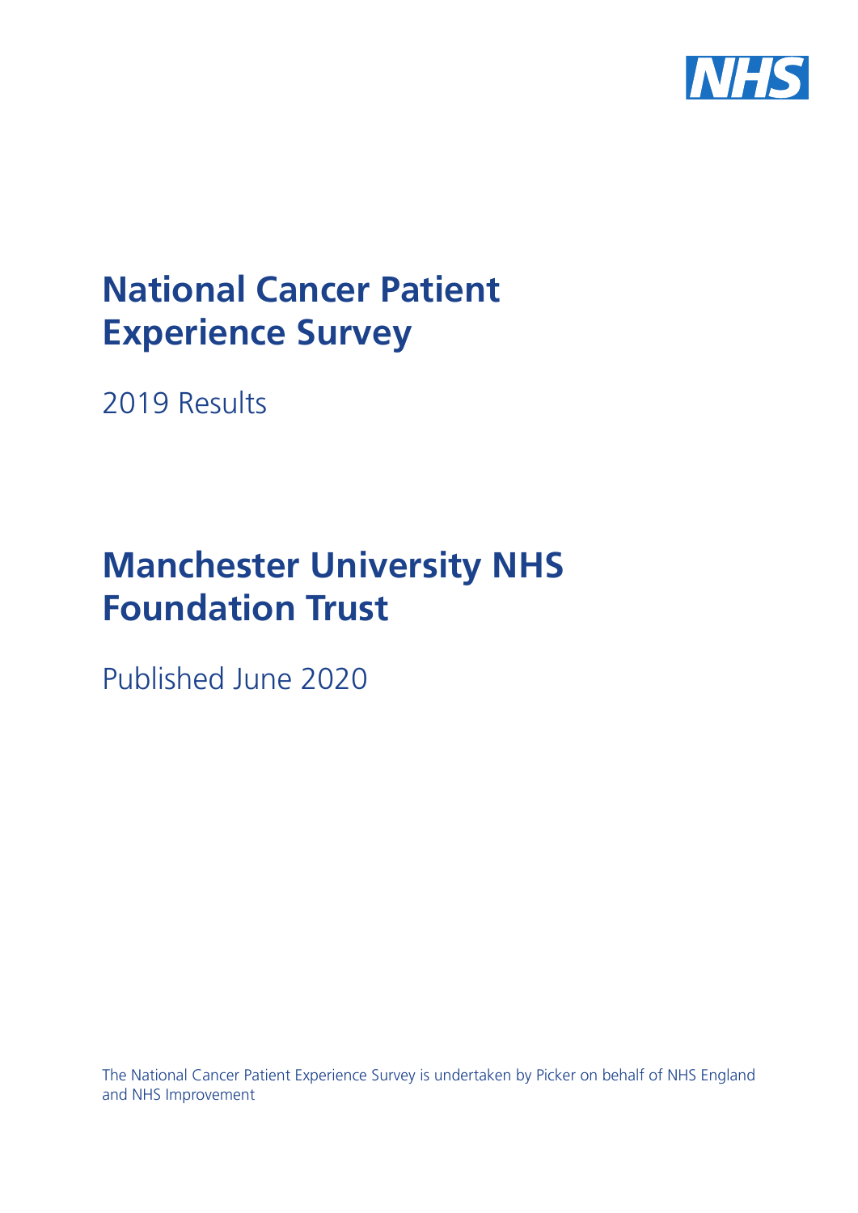NHS

# National Cancer Patient Experience Survey

2019 Results

# Manchester University NHS Foundation Trust

Published June 2020

The National Cancer Patient Experience Survey is undertaken by Picker on behalf of NHS England and NHS Improvement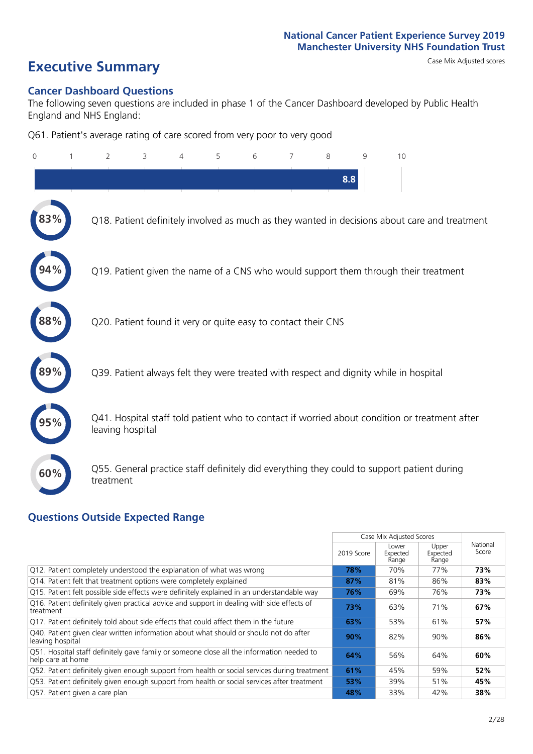# Executive Summary

Case Mix Adjusted scores

## Cancer Dashboard Questions

The following seven questions are included in phase 1 of the Cancer Dashboard developed by Public Health England and NHS England:

Q61. Patient's average rating of care scored from very poor to very good

**8.8**

**83%** Q18. Patient definitely involved as much as they wanted in decisions about care and treatment

**94%** Q19. Patient given the name of a CNS who would support them through their treatment

**88%** Q20. Patient found it very or quite easy to contact their CNS

**89%** Q39. Patient always felt they were treated with respect and dignity while in hospital

**95%** Q41. Hospital staff told patient who to contact if worried about condition or treatment after leaving hospital

**60%** Q55. General practice staff definitely did everything they could to support patient during treatment

## Questions Outside Expected Range

| | Case Mix Adjusted Scores | | | National Score |
|---|---|---|---|---|
| | 2019 Score | Lower Expected Range | Upper Expected Range | |
| Q12. Patient completely understood the explanation of what was wrong | **78%** | 70% | 77% | **73%** |
| Q14. Patient felt that treatment options were completely explained | **87%** | 81% | 86% | **83%** |
| Q15. Patient felt possible side effects were definitely explained in an understandable way | **76%** | 69% | 76% | **73%** |
| Q16. Patient definitely given practical advice and support in dealing with side effects of treatment | **73%** | 63% | 71% | **67%** |
| Q17. Patient definitely told about side effects that could affect them in the future | **63%** | 53% | 61% | **57%** |
| Q40. Patient given clear written information about what should or should not do after leaving hospital | **90%** | 82% | 90% | **86%** |
| Q51. Hospital staff definitely gave family or someone close all the information needed to help care at home | **64%** | 56% | 64% | **60%** |
| Q52. Patient definitely given enough support from health or social services during treatment | **61%** | 45% | 59% | **52%** |
| Q53. Patient definitely given enough support from health or social services after treatment | **53%** | 39% | 51% | **45%** |
| Q57. Patient given a care plan | **48%** | 33% | 42% | **38%** |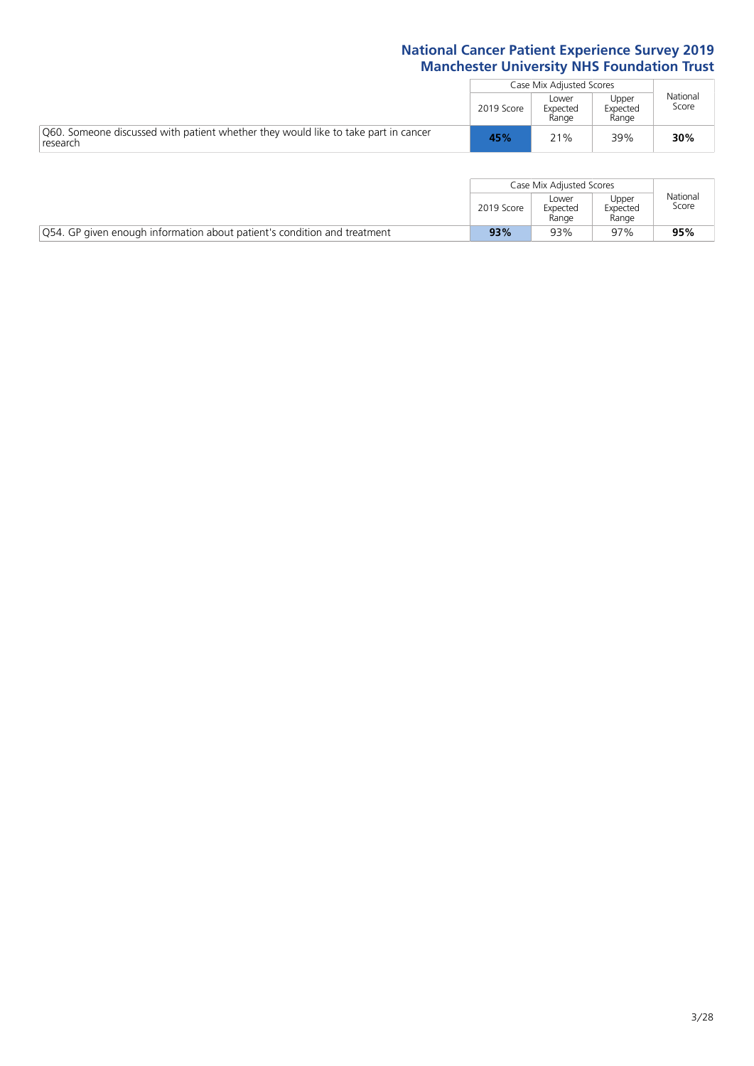| | Case Mix Adjusted Scores | | | National Score |
|---|---|---|---|---|
| | 2019 Score | Lower Expected Range | Upper Expected Range | |
| Q60. Someone discussed with patient whether they would like to take part in cancer research | **45%** | 21% | 39% | **30%** |

| | Case Mix Adjusted Scores | | | National Score |
|---|---|---|---|---|
| | 2019 Score | Lower Expected Range | Upper Expected Range | |
| Q54. GP given enough information about patient's condition and treatment | **93%** | 93% | 97% | **95%** |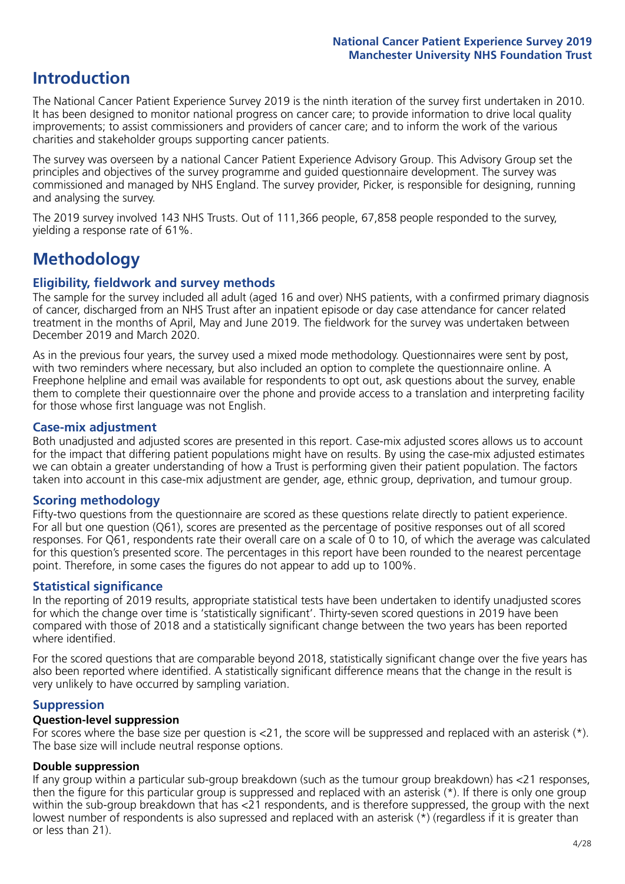# Introduction

The National Cancer Patient Experience Survey 2019 is the ninth iteration of the survey first undertaken in 2010. It has been designed to monitor national progress on cancer care; to provide information to drive local quality improvements; to assist commissioners and providers of cancer care; and to inform the work of the various charities and stakeholder groups supporting cancer patients.

The survey was overseen by a national Cancer Patient Experience Advisory Group. This Advisory Group set the principles and objectives of the survey programme and guided questionnaire development. The survey was commissioned and managed by NHS England. The survey provider, Picker, is responsible for designing, running and analysing the survey.

The 2019 survey involved 143 NHS Trusts. Out of 111,366 people, 67,858 people responded to the survey, yielding a response rate of 61%.

# Methodology

## Eligibility, fieldwork and survey methods

The sample for the survey included all adult (aged 16 and over) NHS patients, with a confirmed primary diagnosis of cancer, discharged from an NHS Trust after an inpatient episode or day case attendance for cancer related treatment in the months of April, May and June 2019. The fieldwork for the survey was undertaken between December 2019 and March 2020.

As in the previous four years, the survey used a mixed mode methodology. Questionnaires were sent by post, with two reminders where necessary, but also included an option to complete the questionnaire online. A Freephone helpline and email was available for respondents to opt out, ask questions about the survey, enable them to complete their questionnaire over the phone and provide access to a translation and interpreting facility for those whose first language was not English.

## Case-mix adjustment

Both unadjusted and adjusted scores are presented in this report. Case-mix adjusted scores allows us to account for the impact that differing patient populations might have on results. By using the case-mix adjusted estimates we can obtain a greater understanding of how a Trust is performing given their patient population. The factors taken into account in this case-mix adjustment are gender, age, ethnic group, deprivation, and tumour group.

## Scoring methodology

Fifty-two questions from the questionnaire are scored as these questions relate directly to patient experience. For all but one question (Q61), scores are presented as the percentage of positive responses out of all scored responses. For Q61, respondents rate their overall care on a scale of 0 to 10, of which the average was calculated for this question's presented score. The percentages in this report have been rounded to the nearest percentage point. Therefore, in some cases the figures do not appear to add up to 100%.

## Statistical significance

In the reporting of 2019 results, appropriate statistical tests have been undertaken to identify unadjusted scores for which the change over time is 'statistically significant'. Thirty-seven scored questions in 2019 have been compared with those of 2018 and a statistically significant change between the two years has been reported where identified.

For the scored questions that are comparable beyond 2018, statistically significant change over the five years has also been reported where identified. A statistically significant difference means that the change in the result is very unlikely to have occurred by sampling variation.

## Suppression

### Question-level suppression

For scores where the base size per question is <21, the score will be suppressed and replaced with an asterisk (*). The base size will include neutral response options.

### Double suppression

If any group within a particular sub-group breakdown (such as the tumour group breakdown) has <21 responses, then the figure for this particular group is suppressed and replaced with an asterisk (*). If there is only one group within the sub-group breakdown that has <21 respondents, and is therefore suppressed, the group with the next lowest number of respondents is also supressed and replaced with an asterisk (*) (regardless if it is greater than or less than 21).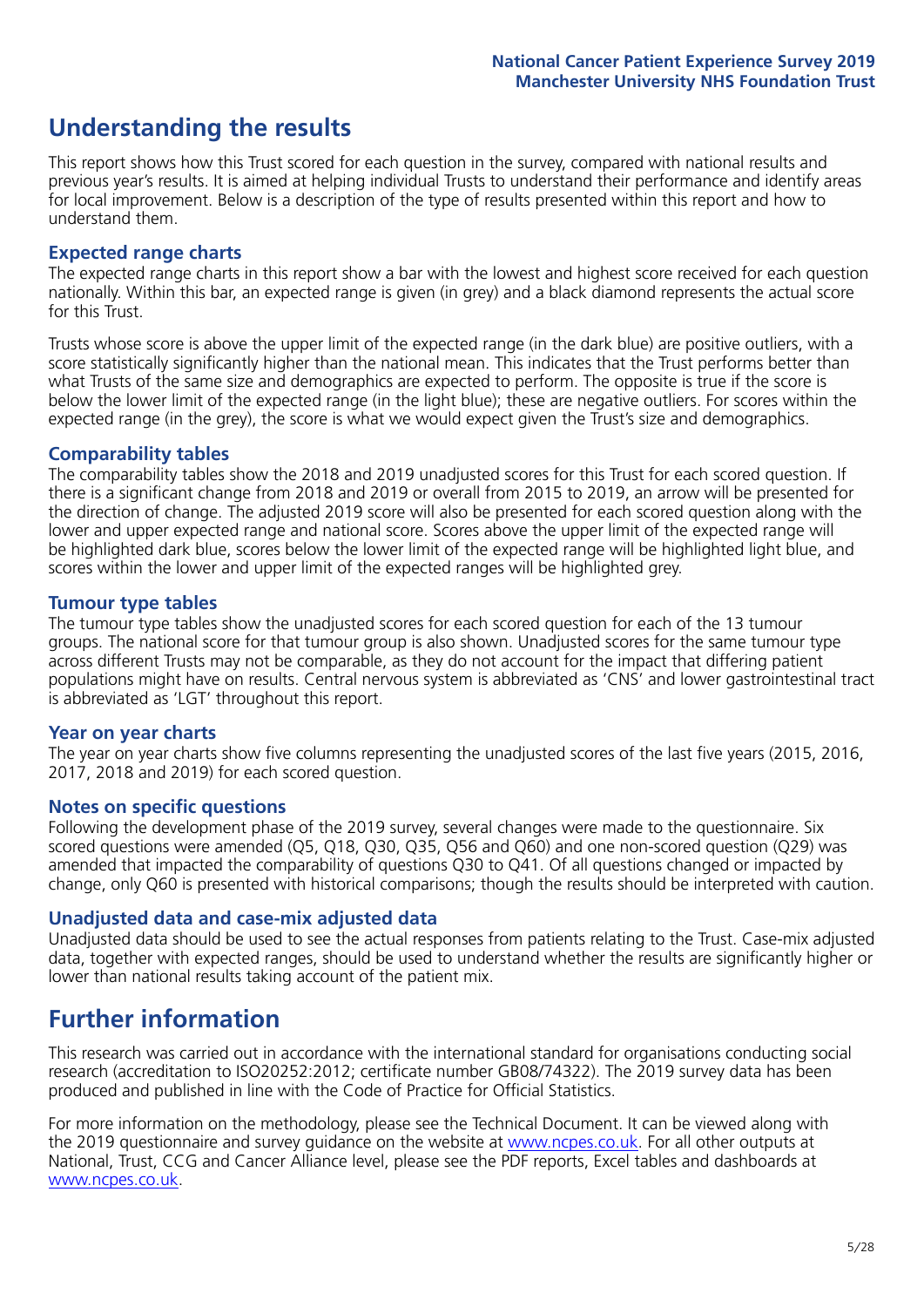# Understanding the results

This report shows how this Trust scored for each question in the survey, compared with national results and previous year's results. It is aimed at helping individual Trusts to understand their performance and identify areas for local improvement. Below is a description of the type of results presented within this report and how to understand them.

## Expected range charts

The expected range charts in this report show a bar with the lowest and highest score received for each question nationally. Within this bar, an expected range is given (in grey) and a black diamond represents the actual score for this Trust.

Trusts whose score is above the upper limit of the expected range (in the dark blue) are positive outliers, with a score statistically significantly higher than the national mean. This indicates that the Trust performs better than what Trusts of the same size and demographics are expected to perform. The opposite is true if the score is below the lower limit of the expected range (in the light blue); these are negative outliers. For scores within the expected range (in the grey), the score is what we would expect given the Trust's size and demographics.

## Comparability tables

The comparability tables show the 2018 and 2019 unadjusted scores for this Trust for each scored question. If there is a significant change from 2018 and 2019 or overall from 2015 to 2019, an arrow will be presented for the direction of change. The adjusted 2019 score will also be presented for each scored question along with the lower and upper expected range and national score. Scores above the upper limit of the expected range will be highlighted dark blue, scores below the lower limit of the expected range will be highlighted light blue, and scores within the lower and upper limit of the expected ranges will be highlighted grey.

## Tumour type tables

The tumour type tables show the unadjusted scores for each scored question for each of the 13 tumour groups. The national score for that tumour group is also shown. Unadjusted scores for the same tumour type across different Trusts may not be comparable, as they do not account for the impact that differing patient populations might have on results. Central nervous system is abbreviated as 'CNS' and lower gastrointestinal tract is abbreviated as 'LGT' throughout this report.

## Year on year charts

The year on year charts show five columns representing the unadjusted scores of the last five years (2015, 2016, 2017, 2018 and 2019) for each scored question.

## Notes on specific questions

Following the development phase of the 2019 survey, several changes were made to the questionnaire. Six scored questions were amended (Q5, Q18, Q30, Q35, Q56 and Q60) and one non-scored question (Q29) was amended that impacted the comparability of questions Q30 to Q41. Of all questions changed or impacted by change, only Q60 is presented with historical comparisons; though the results should be interpreted with caution.

## Unadjusted data and case-mix adjusted data

Unadjusted data should be used to see the actual responses from patients relating to the Trust. Case-mix adjusted data, together with expected ranges, should be used to understand whether the results are significantly higher or lower than national results taking account of the patient mix.

# Further information

This research was carried out in accordance with the international standard for organisations conducting social research (accreditation to ISO20252:2012; certificate number GB08/74322). The 2019 survey data has been produced and published in line with the Code of Practice for Official Statistics.

For more information on the methodology, please see the Technical Document. It can be viewed along with the 2019 questionnaire and survey guidance on the website at www.ncpes.co.uk. For all other outputs at National, Trust, CCG and Cancer Alliance level, please see the PDF reports, Excel tables and dashboards at www.ncpes.co.uk.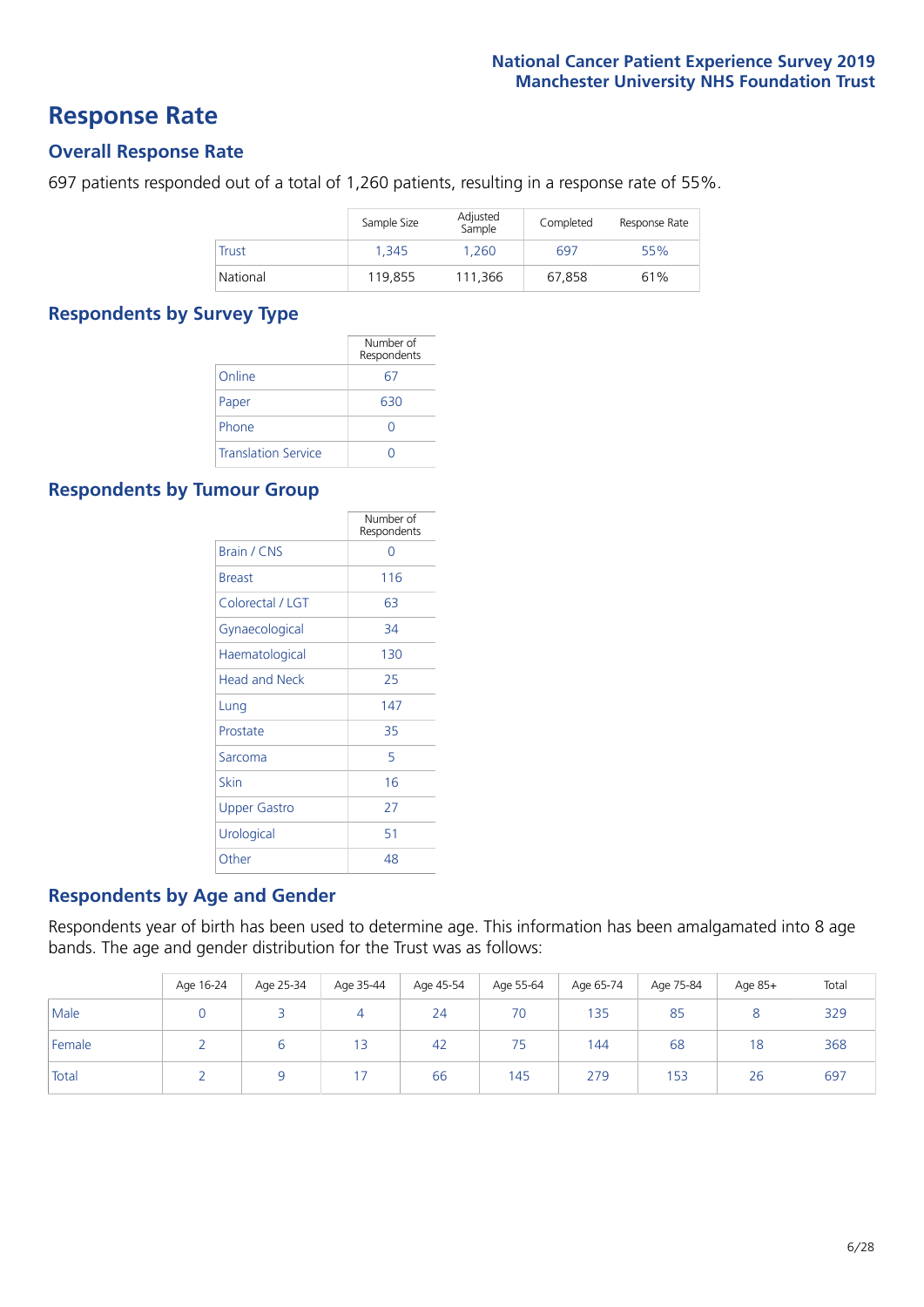# Response Rate

## Overall Response Rate

697 patients responded out of a total of 1,260 patients, resulting in a response rate of 55%.

| | Sample Size | Adjusted Sample | Completed | Response Rate |
|---|---|---|---|---|
| Trust | 1,345 | 1,260 | 697 | 55% |
| National | 119,855 | 111,366 | 67,858 | 61% |

## Respondents by Survey Type

| | Number of Respondents |
|---|---|
| Online | 67 |
| Paper | 630 |
| Phone | 0 |
| Translation Service | 0 |

## Respondents by Tumour Group

| | Number of Respondents |
|---|---|
| Brain / CNS | 0 |
| Breast | 116 |
| Colorectal / LGT | 63 |
| Gynaecological | 34 |
| Haematological | 130 |
| Head and Neck | 25 |
| Lung | 147 |
| Prostate | 35 |
| Sarcoma | 5 |
| Skin | 16 |
| Upper Gastro | 27 |
| Urological | 51 |
| Other | 48 |

## Respondents by Age and Gender

Respondents year of birth has been used to determine age. This information has been amalgamated into 8 age bands. The age and gender distribution for the Trust was as follows:

| | Age 16-24 | Age 25-34 | Age 35-44 | Age 45-54 | Age 55-64 | Age 65-74 | Age 75-84 | Age 85+ | Total |
|---|---|---|---|---|---|---|---|---|---|
| Male | 0 | 3 | 4 | 24 | 70 | 135 | 85 | 8 | 329 |
| Female | 2 | 6 | 13 | 42 | 75 | 144 | 68 | 18 | 368 |
| Total | 2 | 9 | 17 | 66 | 145 | 279 | 153 | 26 | 697 |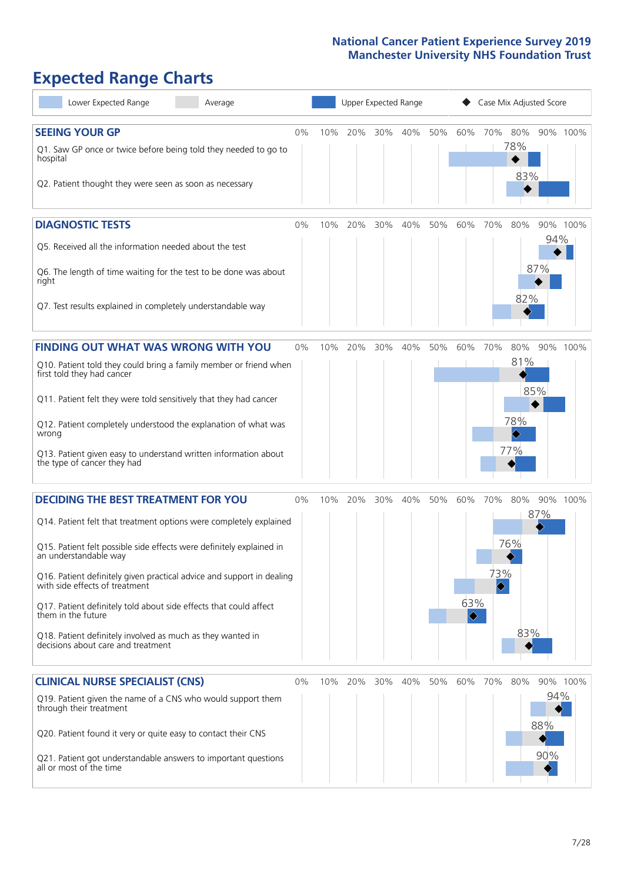# Expected Range Charts

Lower Expected Range | Average | Upper Expected Range | Case Mix Adjusted Score

## SEEING YOUR GP

| Question | Case Mix Adjusted Score |
|---|---|
| Q1. Saw GP once or twice before being told they needed to go to hospital | 78% |
| Q2. Patient thought they were seen as soon as necessary | 83% |

## DIAGNOSTIC TESTS

| Question | Case Mix Adjusted Score |
|---|---|
| Q5. Received all the information needed about the test | 94% |
| Q6. The length of time waiting for the test to be done was about right | 87% |
| Q7. Test results explained in completely understandable way | 82% |

## FINDING OUT WHAT WAS WRONG WITH YOU

| Question | Case Mix Adjusted Score |
|---|---|
| Q10. Patient told they could bring a family member or friend when first told they had cancer | 81% |
| Q11. Patient felt they were told sensitively that they had cancer | 85% |
| Q12. Patient completely understood the explanation of what was wrong | 78% |
| Q13. Patient given easy to understand written information about the type of cancer they had | 77% |

## DECIDING THE BEST TREATMENT FOR YOU

| Question | Case Mix Adjusted Score |
|---|---|
| Q14. Patient felt that treatment options were completely explained | 87% |
| Q15. Patient felt possible side effects were definitely explained in an understandable way | 76% |
| Q16. Patient definitely given practical advice and support in dealing with side effects of treatment | 73% |
| Q17. Patient definitely told about side effects that could affect them in the future | 63% |
| Q18. Patient definitely involved as much as they wanted in decisions about care and treatment | 83% |

## CLINICAL NURSE SPECIALIST (CNS)

| Question | Case Mix Adjusted Score |
|---|---|
| Q19. Patient given the name of a CNS who would support them through their treatment | 94% |
| Q20. Patient found it very or quite easy to contact their CNS | 88% |
| Q21. Patient got understandable answers to important questions all or most of the time | 90% |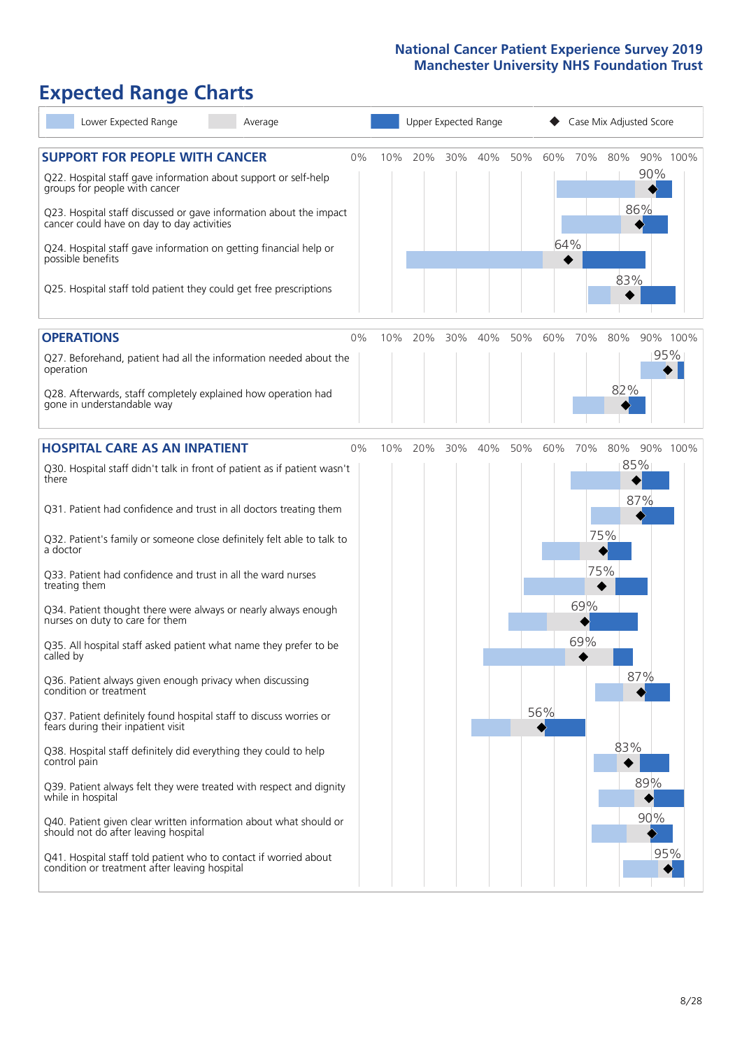# Expected Range Charts

Lower Expected Range | Average | Upper Expected Range | Case Mix Adjusted Score

## SUPPORT FOR PEOPLE WITH CANCER

| Question | Case Mix Adjusted Score |
|---|---|
| Q22. Hospital staff gave information about support or self-help groups for people with cancer | 90% |
| Q23. Hospital staff discussed or gave information about the impact cancer could have on day to day activities | 86% |
| Q24. Hospital staff gave information on getting financial help or possible benefits | 64% |
| Q25. Hospital staff told patient they could get free prescriptions | 83% |

## OPERATIONS

| Question | Case Mix Adjusted Score |
|---|---|
| Q27. Beforehand, patient had all the information needed about the operation | 95% |
| Q28. Afterwards, staff completely explained how operation had gone in understandable way | 82% |

## HOSPITAL CARE AS AN INPATIENT

| Question | Case Mix Adjusted Score |
|---|---|
| Q30. Hospital staff didn't talk in front of patient as if patient wasn't there | 85% |
| Q31. Patient had confidence and trust in all doctors treating them | 87% |
| Q32. Patient's family or someone close definitely felt able to talk to a doctor | 75% |
| Q33. Patient had confidence and trust in all the ward nurses treating them | 75% |
| Q34. Patient thought there were always or nearly always enough nurses on duty to care for them | 69% |
| Q35. All hospital staff asked patient what name they prefer to be called by | 69% |
| Q36. Patient always given enough privacy when discussing condition or treatment | 87% |
| Q37. Patient definitely found hospital staff to discuss worries or fears during their inpatient visit | 56% |
| Q38. Hospital staff definitely did everything they could to help control pain | 83% |
| Q39. Patient always felt they were treated with respect and dignity while in hospital | 89% |
| Q40. Patient given clear written information about what should or should not do after leaving hospital | 90% |
| Q41. Hospital staff told patient who to contact if worried about condition or treatment after leaving hospital | 95% |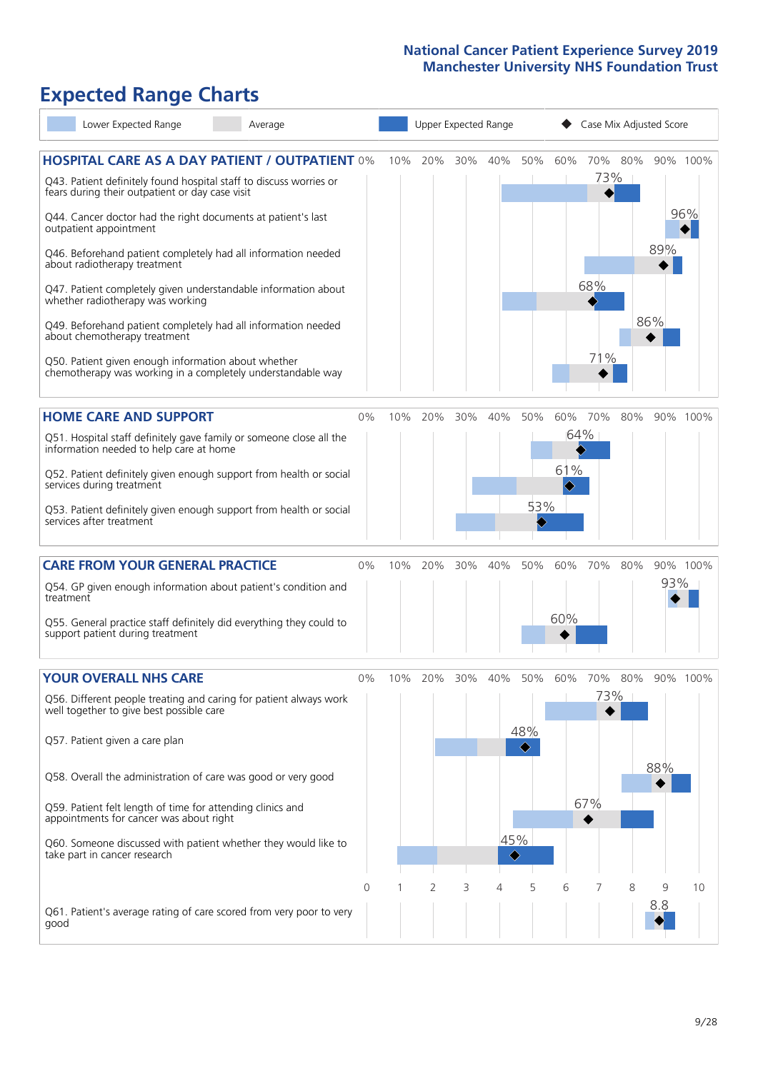# Expected Range Charts

Lower Expected Range | Average | Upper Expected Range | Case Mix Adjusted Score

## HOSPITAL CARE AS A DAY PATIENT / OUTPATIENT

| Question | Case Mix Adjusted Score |
|---|---|
| Q43. Patient definitely found hospital staff to discuss worries or fears during their outpatient or day case visit | 73% |
| Q44. Cancer doctor had the right documents at patient's last outpatient appointment | 96% |
| Q46. Beforehand patient completely had all information needed about radiotherapy treatment | 89% |
| Q47. Patient completely given understandable information about whether radiotherapy was working | 68% |
| Q49. Beforehand patient completely had all information needed about chemotherapy treatment | 86% |
| Q50. Patient given enough information about whether chemotherapy was working in a completely understandable way | 71% |

## HOME CARE AND SUPPORT

| Question | Case Mix Adjusted Score |
|---|---|
| Q51. Hospital staff definitely gave family or someone close all the information needed to help care at home | 64% |
| Q52. Patient definitely given enough support from health or social services during treatment | 61% |
| Q53. Patient definitely given enough support from health or social services after treatment | 53% |

## CARE FROM YOUR GENERAL PRACTICE

| Question | Case Mix Adjusted Score |
|---|---|
| Q54. GP given enough information about patient's condition and treatment | 93% |
| Q55. General practice staff definitely did everything they could to support patient during treatment | 60% |

## YOUR OVERALL NHS CARE

| Question | Case Mix Adjusted Score |
|---|---|
| Q56. Different people treating and caring for patient always work well together to give best possible care | 73% |
| Q57. Patient given a care plan | 48% |
| Q58. Overall the administration of care was good or very good | 88% |
| Q59. Patient felt length of time for attending clinics and appointments for cancer was about right | 67% |
| Q60. Someone discussed with patient whether they would like to take part in cancer research | 45% |
| Q61. Patient's average rating of care scored from very poor to very good | 8.8 |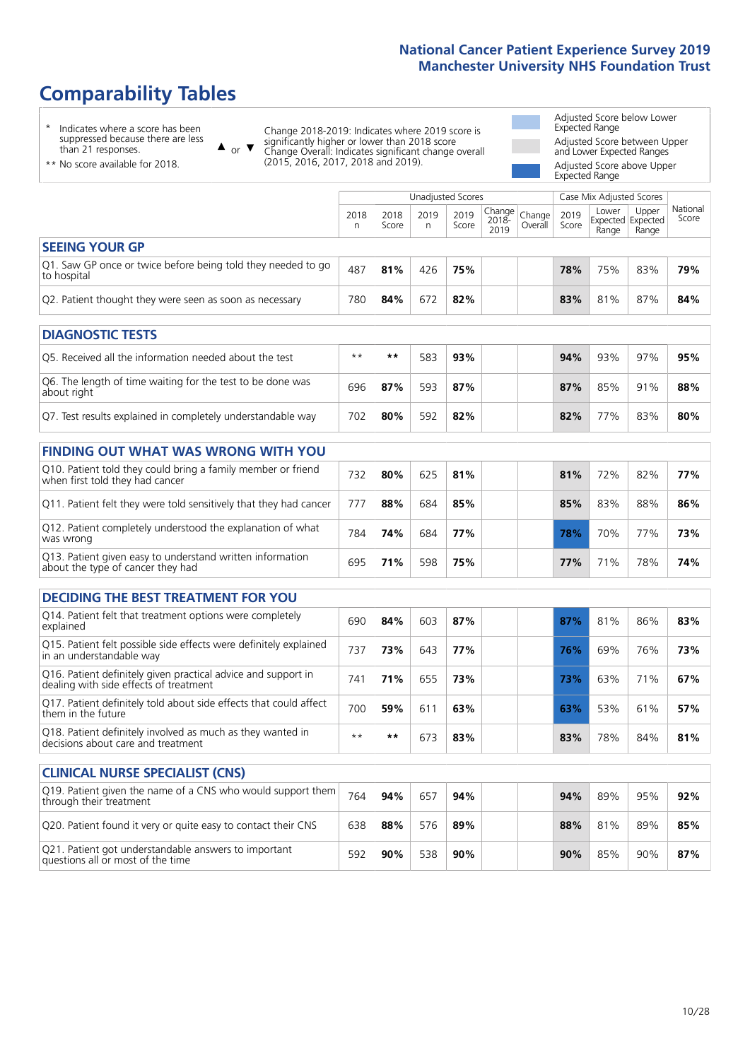# Comparability Tables

- \* Indicates where a score has been suppressed because there are less than 21 responses.
- \*\* No score available for 2018.

▲ or ▼ Change 2018-2019: Indicates where 2019 score is significantly higher or lower than 2018 score. Change Overall: Indicates significant change overall (2015, 2016, 2017, 2018 and 2019).

- Adjusted Score below Lower Expected Range
- Adjusted Score between Upper and Lower Expected Ranges
- Adjusted Score above Upper Expected Range

| | Unadjusted Scores | | | | | | Case Mix Adjusted Scores | | | |
|---|---|---|---|---|---|---|---|---|---|---|
| | 2018 n | 2018 Score | 2019 n | 2019 Score | Change 2018-2019 | Change Overall | 2019 Score | Lower Expected Range | Upper Expected Range | National Score |
| **SEEING YOUR GP** | | | | | | | | | | |
| Q1. Saw GP once or twice before being told they needed to go to hospital | 487 | **81%** | 426 | **75%** | | | **78%** | 75% | 83% | **79%** |
| Q2. Patient thought they were seen as soon as necessary | 780 | **84%** | 672 | **82%** | | | **83%** | 81% | 87% | **84%** |
| **DIAGNOSTIC TESTS** | | | | | | | | | | |
| Q5. Received all the information needed about the test | ** | ** | 583 | **93%** | | | **94%** | 93% | 97% | **95%** |
| Q6. The length of time waiting for the test to be done was about right | 696 | **87%** | 593 | **87%** | | | **87%** | 85% | 91% | **88%** |
| Q7. Test results explained in completely understandable way | 702 | **80%** | 592 | **82%** | | | **82%** | 77% | 83% | **80%** |
| **FINDING OUT WHAT WAS WRONG WITH YOU** | | | | | | | | | | |
| Q10. Patient told they could bring a family member or friend when first told they had cancer | 732 | **80%** | 625 | **81%** | | | **81%** | 72% | 82% | **77%** |
| Q11. Patient felt they were told sensitively that they had cancer | 777 | **88%** | 684 | **85%** | | | **85%** | 83% | 88% | **86%** |
| Q12. Patient completely understood the explanation of what was wrong | 784 | **74%** | 684 | **77%** | | | **78%** | 70% | 77% | **73%** |
| Q13. Patient given easy to understand written information about the type of cancer they had | 695 | **71%** | 598 | **75%** | | | **77%** | 71% | 78% | **74%** |
| **DECIDING THE BEST TREATMENT FOR YOU** | | | | | | | | | | |
| Q14. Patient felt that treatment options were completely explained | 690 | **84%** | 603 | **87%** | | | **87%** | 81% | 86% | **83%** |
| Q15. Patient felt possible side effects were definitely explained in an understandable way | 737 | **73%** | 643 | **77%** | | | **76%** | 69% | 76% | **73%** |
| Q16. Patient definitely given practical advice and support in dealing with side effects of treatment | 741 | **71%** | 655 | **73%** | | | **73%** | 63% | 71% | **67%** |
| Q17. Patient definitely told about side effects that could affect them in the future | 700 | **59%** | 611 | **63%** | | | **63%** | 53% | 61% | **57%** |
| Q18. Patient definitely involved as much as they wanted in decisions about care and treatment | ** | ** | 673 | **83%** | | | **83%** | 78% | 84% | **81%** |
| **CLINICAL NURSE SPECIALIST (CNS)** | | | | | | | | | | |
| Q19. Patient given the name of a CNS who would support them through their treatment | 764 | **94%** | 657 | **94%** | | | **94%** | 89% | 95% | **92%** |
| Q20. Patient found it very or quite easy to contact their CNS | 638 | **88%** | 576 | **89%** | | | **88%** | 81% | 89% | **85%** |
| Q21. Patient got understandable answers to important questions all or most of the time | 592 | **90%** | 538 | **90%** | | | **90%** | 85% | 90% | **87%** |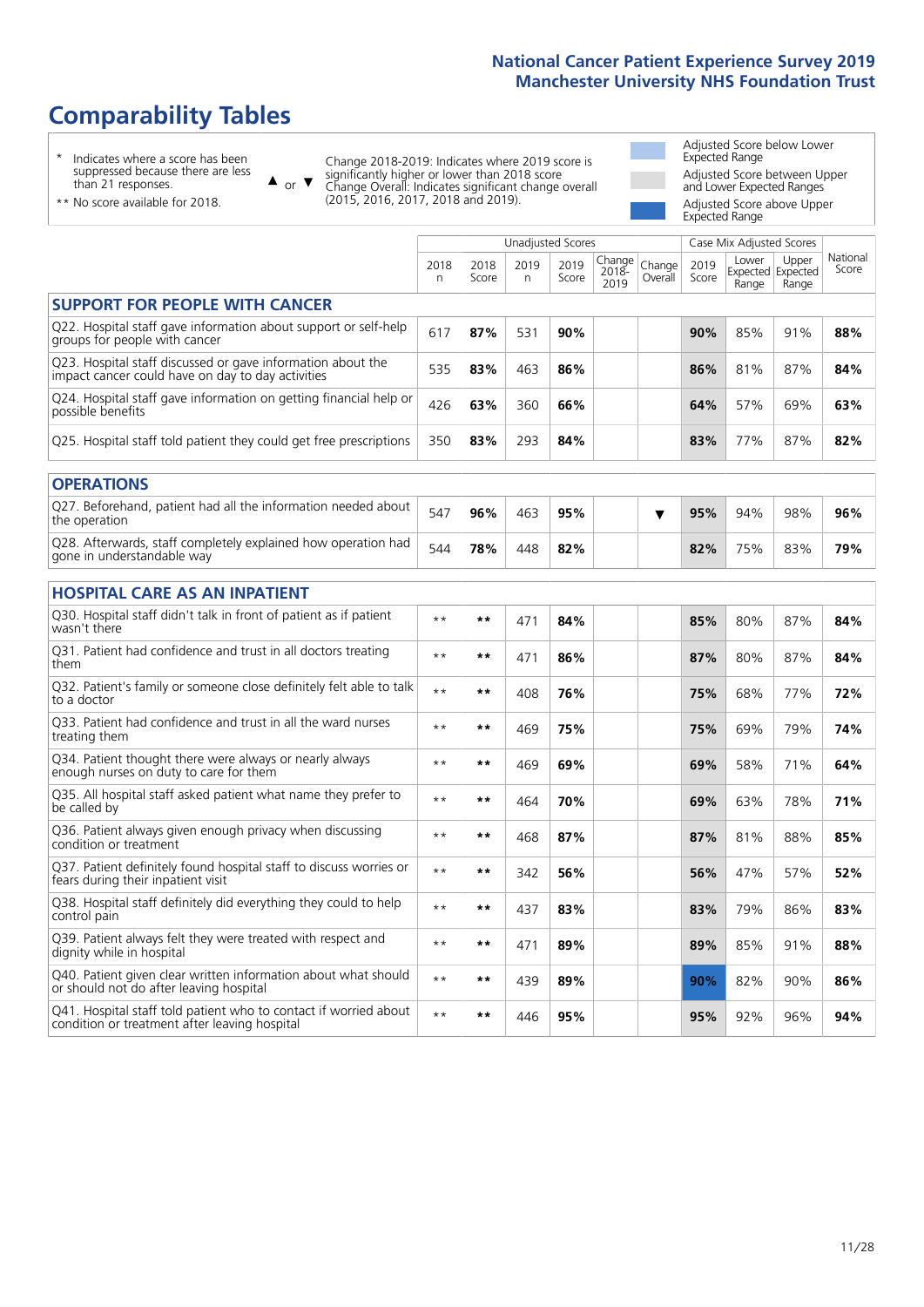# Comparability Tables

\* Indicates where a score has been suppressed because there are less than 21 responses.

\*\* No score available for 2018.

▲ or ▼ Change 2018-2019: Indicates where 2019 score is significantly higher or lower than 2018 score. Change Overall: Indicates significant change overall (2015, 2016, 2017, 2018 and 2019).

Adjusted Score below Lower Expected Range

Adjusted Score between Upper and Lower Expected Ranges

Adjusted Score above Upper Expected Range

| | Unadjusted Scores | | | | | | Case Mix Adjusted Scores | | | |
|---|---|---|---|---|---|---|---|---|---|---|
| | 2018 n | 2018 Score | 2019 n | 2019 Score | Change 2018-2019 | Change Overall | 2019 Score | Lower Expected Range | Upper Expected Range | National Score |
| **SUPPORT FOR PEOPLE WITH CANCER** | | | | | | | | | | |
| Q22. Hospital staff gave information about support or self-help groups for people with cancer | 617 | **87%** | 531 | **90%** | | | **90%** | 85% | 91% | **88%** |
| Q23. Hospital staff discussed or gave information about the impact cancer could have on day to day activities | 535 | **83%** | 463 | **86%** | | | **86%** | 81% | 87% | **84%** |
| Q24. Hospital staff gave information on getting financial help or possible benefits | 426 | **63%** | 360 | **66%** | | | **64%** | 57% | 69% | **63%** |
| Q25. Hospital staff told patient they could get free prescriptions | 350 | **83%** | 293 | **84%** | | | **83%** | 77% | 87% | **82%** |
| **OPERATIONS** | | | | | | | | | | |
| Q27. Beforehand, patient had all the information needed about the operation | 547 | **96%** | 463 | **95%** | | ▼ | **95%** | 94% | 98% | **96%** |
| Q28. Afterwards, staff completely explained how operation had gone in understandable way | 544 | **78%** | 448 | **82%** | | | **82%** | 75% | 83% | **79%** |
| **HOSPITAL CARE AS AN INPATIENT** | | | | | | | | | | |
| Q30. Hospital staff didn't talk in front of patient as if patient wasn't there | ** | ** | 471 | **84%** | | | **85%** | 80% | 87% | **84%** |
| Q31. Patient had confidence and trust in all doctors treating them | ** | ** | 471 | **86%** | | | **87%** | 80% | 87% | **84%** |
| Q32. Patient's family or someone close definitely felt able to talk to a doctor | ** | ** | 408 | **76%** | | | **75%** | 68% | 77% | **72%** |
| Q33. Patient had confidence and trust in all the ward nurses treating them | ** | ** | 469 | **75%** | | | **75%** | 69% | 79% | **74%** |
| Q34. Patient thought there were always or nearly always enough nurses on duty to care for them | ** | ** | 469 | **69%** | | | **69%** | 58% | 71% | **64%** |
| Q35. All hospital staff asked patient what name they prefer to be called by | ** | ** | 464 | **70%** | | | **69%** | 63% | 78% | **71%** |
| Q36. Patient always given enough privacy when discussing condition or treatment | ** | ** | 468 | **87%** | | | **87%** | 81% | 88% | **85%** |
| Q37. Patient definitely found hospital staff to discuss worries or fears during their inpatient visit | ** | ** | 342 | **56%** | | | **56%** | 47% | 57% | **52%** |
| Q38. Hospital staff definitely did everything they could to help control pain | ** | ** | 437 | **83%** | | | **83%** | 79% | 86% | **83%** |
| Q39. Patient always felt they were treated with respect and dignity while in hospital | ** | ** | 471 | **89%** | | | **89%** | 85% | 91% | **88%** |
| Q40. Patient given clear written information about what should or should not do after leaving hospital | ** | ** | 439 | **89%** | | | **90%** | 82% | 90% | **86%** |
| Q41. Hospital staff told patient who to contact if worried about condition or treatment after leaving hospital | ** | ** | 446 | **95%** | | | **95%** | 92% | 96% | **94%** |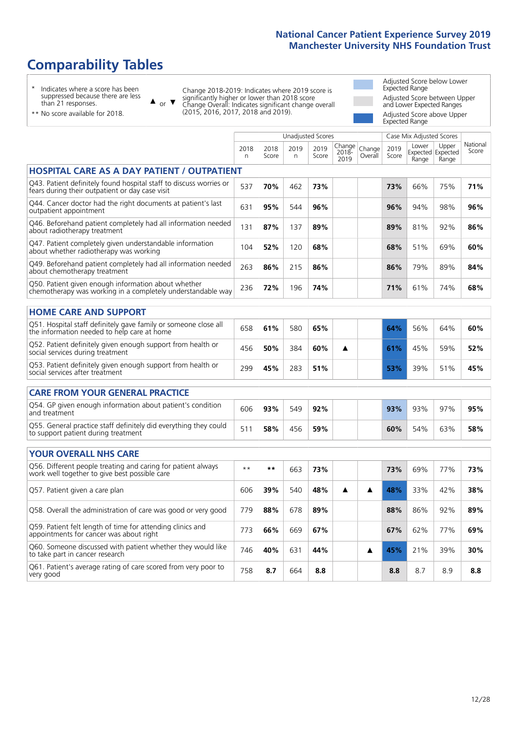# Comparability Tables

\* Indicates where a score has been suppressed because there are less than 21 responses.

\*\* No score available for 2018.

▲ or ▼ Change 2018-2019: Indicates where 2019 score is significantly higher or lower than 2018 score. Change Overall: Indicates significant change overall (2015, 2016, 2017, 2018 and 2019).

Adjusted Score below Lower Expected Range

Adjusted Score between Upper and Lower Expected Ranges

Adjusted Score above Upper Expected Range

| | Unadjusted Scores | | | | | | Case Mix Adjusted Scores | | | |
|---|---|---|---|---|---|---|---|---|---|---|
| | 2018 n | 2018 Score | 2019 n | 2019 Score | Change 2018-2019 | Change Overall | 2019 Score | Lower Expected Range | Upper Expected Range | National Score |
| **HOSPITAL CARE AS A DAY PATIENT / OUTPATIENT** | | | | | | | | | | |
| Q43. Patient definitely found hospital staff to discuss worries or fears during their outpatient or day case visit | 537 | **70%** | 462 | **73%** | | | **73%** | 66% | 75% | **71%** |
| Q44. Cancer doctor had the right documents at patient's last outpatient appointment | 631 | **95%** | 544 | **96%** | | | **96%** | 94% | 98% | **96%** |
| Q46. Beforehand patient completely had all information needed about radiotherapy treatment | 131 | **87%** | 137 | **89%** | | | **89%** | 81% | 92% | **86%** |
| Q47. Patient completely given understandable information about whether radiotherapy was working | 104 | **52%** | 120 | **68%** | | | **68%** | 51% | 69% | **60%** |
| Q49. Beforehand patient completely had all information needed about chemotherapy treatment | 263 | **86%** | 215 | **86%** | | | **86%** | 79% | 89% | **84%** |
| Q50. Patient given enough information about whether chemotherapy was working in a completely understandable way | 236 | **72%** | 196 | **74%** | | | **71%** | 61% | 74% | **68%** |
| **HOME CARE AND SUPPORT** | | | | | | | | | | |
| Q51. Hospital staff definitely gave family or someone close all the information needed to help care at home | 658 | **61%** | 580 | **65%** | | | **64%** | 56% | 64% | **60%** |
| Q52. Patient definitely given enough support from health or social services during treatment | 456 | **50%** | 384 | **60%** | ▲ | | **61%** | 45% | 59% | **52%** |
| Q53. Patient definitely given enough support from health or social services after treatment | 299 | **45%** | 283 | **51%** | | | **53%** | 39% | 51% | **45%** |
| **CARE FROM YOUR GENERAL PRACTICE** | | | | | | | | | | |
| Q54. GP given enough information about patient's condition and treatment | 606 | **93%** | 549 | **92%** | | | **93%** | 93% | 97% | **95%** |
| Q55. General practice staff definitely did everything they could to support patient during treatment | 511 | **58%** | 456 | **59%** | | | **60%** | 54% | 63% | **58%** |
| **YOUR OVERALL NHS CARE** | | | | | | | | | | |
| Q56. Different people treating and caring for patient always work well together to give best possible care | ** | ** | 663 | **73%** | | | **73%** | 69% | 77% | **73%** |
| Q57. Patient given a care plan | 606 | **39%** | 540 | **48%** | ▲ | ▲ | **48%** | 33% | 42% | **38%** |
| Q58. Overall the administration of care was good or very good | 779 | **88%** | 678 | **89%** | | | **88%** | 86% | 92% | **89%** |
| Q59. Patient felt length of time for attending clinics and appointments for cancer was about right | 773 | **66%** | 669 | **67%** | | | **67%** | 62% | 77% | **69%** |
| Q60. Someone discussed with patient whether they would like to take part in cancer research | 746 | **40%** | 631 | **44%** | | ▲ | **45%** | 21% | 39% | **30%** |
| Q61. Patient's average rating of care scored from very poor to very good | 758 | **8.7** | 664 | **8.8** | | | **8.8** | 8.7 | 8.9 | **8.8** |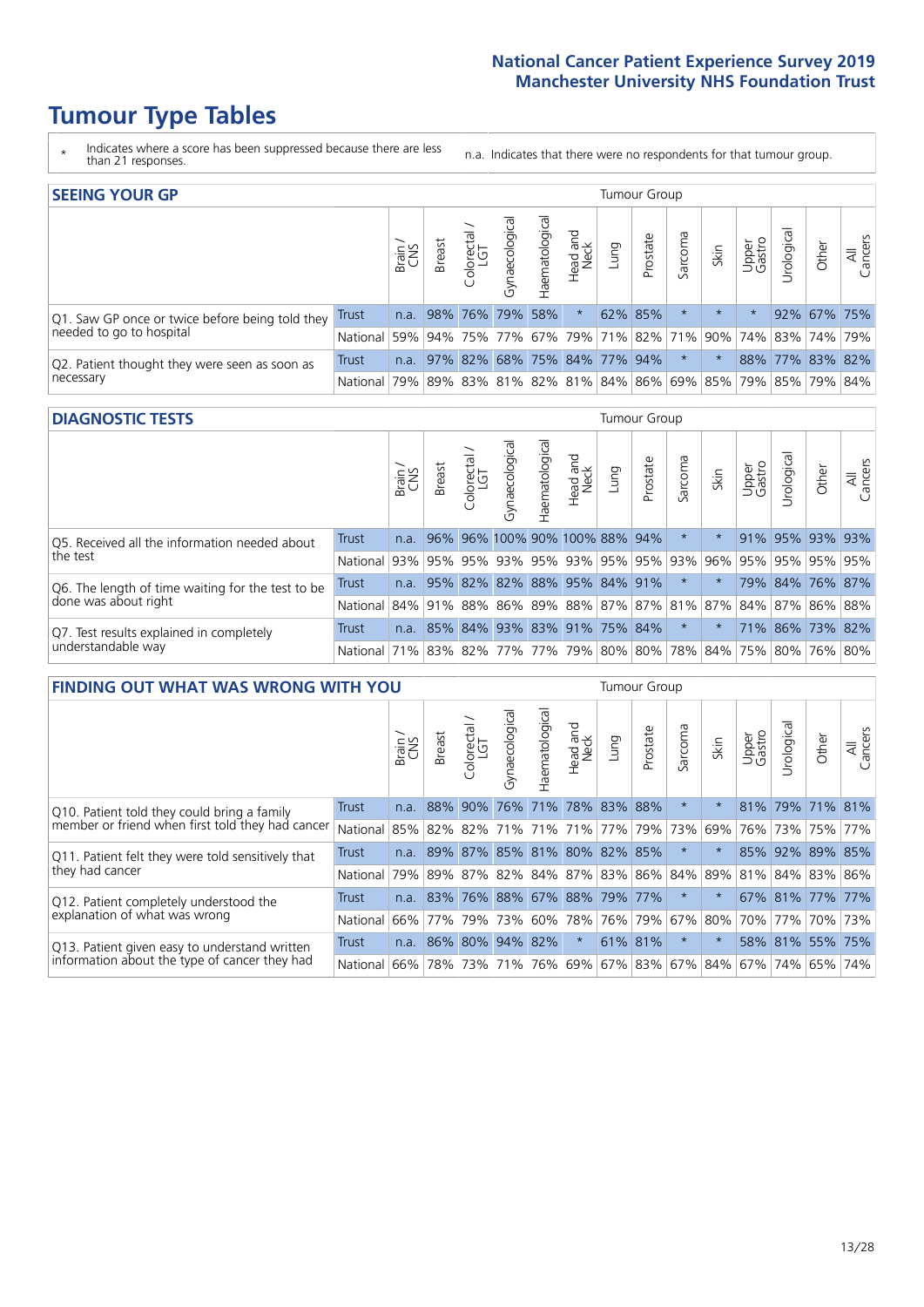# Tumour Type Tables

\* Indicates where a score has been suppressed because there are less than 21 responses.

n.a. Indicates that there were no respondents for that tumour group.

## SEEING YOUR GP

| | | Brain / CNS | Breast | Colorectal / LGT | Gynaecological | Haematological | Head and Neck | Lung | Prostate | Sarcoma | Skin | Upper Gastro | Urological | Other | All Cancers |
|---|---|---|---|---|---|---|---|---|---|---|---|---|---|---|---|
| Q1. Saw GP once or twice before being told they needed to go to hospital | Trust | n.a. | 98% | 76% | 79% | 58% | * | 62% | 85% | * | * | * | 92% | 67% | 75% |
| | National | 59% | 94% | 75% | 77% | 67% | 79% | 71% | 82% | 71% | 90% | 74% | 83% | 74% | 79% |
| Q2. Patient thought they were seen as soon as necessary | Trust | n.a. | 97% | 82% | 68% | 75% | 84% | 77% | 94% | * | * | 88% | 77% | 83% | 82% |
| | National | 79% | 89% | 83% | 81% | 82% | 81% | 84% | 86% | 69% | 85% | 79% | 85% | 79% | 84% |

## DIAGNOSTIC TESTS

| | | Brain / CNS | Breast | Colorectal / LGT | Gynaecological | Haematological | Head and Neck | Lung | Prostate | Sarcoma | Skin | Upper Gastro | Urological | Other | All Cancers |
|---|---|---|---|---|---|---|---|---|---|---|---|---|---|---|---|
| Q5. Received all the information needed about the test | Trust | n.a. | 96% | 96% | 100% | 90% | 100% | 88% | 94% | * | * | 91% | 95% | 93% | 93% |
| | National | 93% | 95% | 95% | 93% | 95% | 93% | 95% | 95% | 93% | 96% | 95% | 95% | 95% | 95% |
| Q6. The length of time waiting for the test to be done was about right | Trust | n.a. | 95% | 82% | 82% | 88% | 95% | 84% | 91% | * | * | 79% | 84% | 76% | 87% |
| | National | 84% | 91% | 88% | 86% | 89% | 88% | 87% | 87% | 81% | 87% | 84% | 87% | 86% | 88% |
| Q7. Test results explained in completely understandable way | Trust | n.a. | 85% | 84% | 93% | 83% | 91% | 75% | 84% | * | * | 71% | 86% | 73% | 82% |
| | National | 71% | 83% | 82% | 77% | 77% | 79% | 80% | 80% | 78% | 84% | 75% | 80% | 76% | 80% |

## FINDING OUT WHAT WAS WRONG WITH YOU

| | | Brain / CNS | Breast | Colorectal / LGT | Gynaecological | Haematological | Head and Neck | Lung | Prostate | Sarcoma | Skin | Upper Gastro | Urological | Other | All Cancers |
|---|---|---|---|---|---|---|---|---|---|---|---|---|---|---|---|
| Q10. Patient told they could bring a family member or friend when first told they had cancer | Trust | n.a. | 88% | 90% | 76% | 71% | 78% | 83% | 88% | * | * | 81% | 79% | 71% | 81% |
| | National | 85% | 82% | 82% | 71% | 71% | 71% | 77% | 79% | 73% | 69% | 76% | 73% | 75% | 77% |
| Q11. Patient felt they were told sensitively that they had cancer | Trust | n.a. | 89% | 87% | 85% | 81% | 80% | 82% | 85% | * | * | 85% | 92% | 89% | 85% |
| | National | 79% | 89% | 87% | 82% | 84% | 87% | 83% | 86% | 84% | 89% | 81% | 84% | 83% | 86% |
| Q12. Patient completely understood the explanation of what was wrong | Trust | n.a. | 83% | 76% | 88% | 67% | 88% | 79% | 77% | * | * | 67% | 81% | 77% | 77% |
| | National | 66% | 77% | 79% | 73% | 60% | 78% | 76% | 79% | 67% | 80% | 70% | 77% | 70% | 73% |
| Q13. Patient given easy to understand written information about the type of cancer they had | Trust | n.a. | 86% | 80% | 94% | 82% | * | 61% | 81% | * | * | 58% | 81% | 55% | 75% |
| | National | 66% | 78% | 73% | 71% | 76% | 69% | 67% | 83% | 67% | 84% | 67% | 74% | 65% | 74% |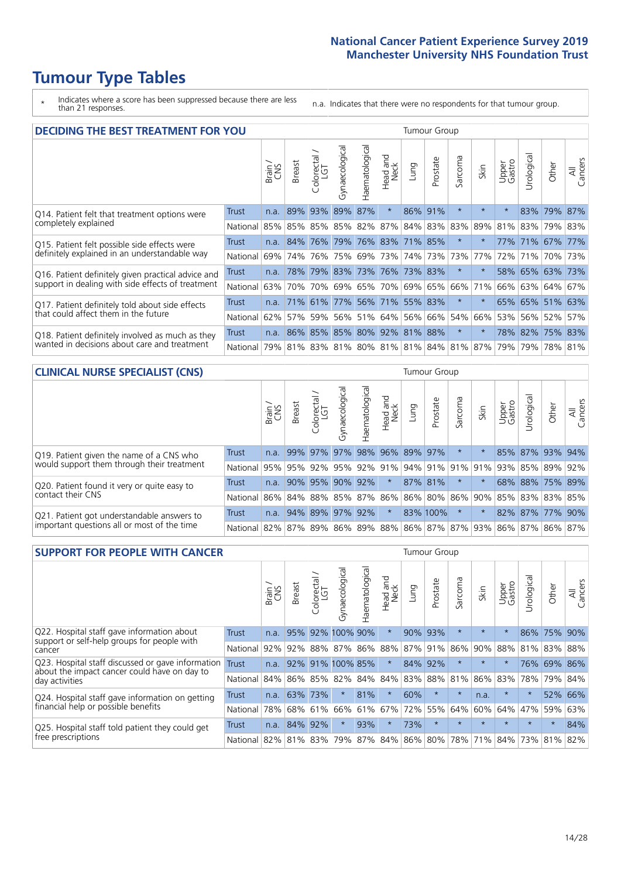# Tumour Type Tables

\* Indicates where a score has been suppressed because there are less than 21 responses.

n.a. Indicates that there were no respondents for that tumour group.

## DECIDING THE BEST TREATMENT FOR YOU

| | | Brain / CNS | Breast | Colorectal / LGT | Gynaecological | Haematological | Head and Neck | Lung | Prostate | Sarcoma | Skin | Upper Gastro | Urological | Other | All Cancers |
|---|---|---|---|---|---|---|---|---|---|---|---|---|---|---|---|
| Q14. Patient felt that treatment options were completely explained | Trust | n.a. | 89% | 93% | 89% | 87% | * | 86% | 91% | * | * | * | 83% | 79% | 87% |
| | National | 85% | 85% | 85% | 85% | 82% | 87% | 84% | 83% | 83% | 89% | 81% | 83% | 79% | 83% |
| Q15. Patient felt possible side effects were definitely explained in an understandable way | Trust | n.a. | 84% | 76% | 79% | 76% | 83% | 71% | 85% | * | * | 77% | 71% | 67% | 77% |
| | National | 69% | 74% | 76% | 75% | 69% | 73% | 74% | 73% | 73% | 77% | 72% | 71% | 70% | 73% |
| Q16. Patient definitely given practical advice and support in dealing with side effects of treatment | Trust | n.a. | 78% | 79% | 83% | 73% | 76% | 73% | 83% | * | * | 58% | 65% | 63% | 73% |
| | National | 63% | 70% | 70% | 69% | 65% | 70% | 69% | 65% | 66% | 71% | 66% | 63% | 64% | 67% |
| Q17. Patient definitely told about side effects that could affect them in the future | Trust | n.a. | 71% | 61% | 77% | 56% | 71% | 55% | 83% | * | * | 65% | 65% | 51% | 63% |
| | National | 62% | 57% | 59% | 56% | 51% | 64% | 56% | 66% | 54% | 66% | 53% | 56% | 52% | 57% |
| Q18. Patient definitely involved as much as they wanted in decisions about care and treatment | Trust | n.a. | 86% | 85% | 85% | 80% | 92% | 81% | 88% | * | * | 78% | 82% | 75% | 83% |
| | National | 79% | 81% | 83% | 81% | 80% | 81% | 81% | 84% | 81% | 87% | 79% | 79% | 78% | 81% |

## CLINICAL NURSE SPECIALIST (CNS)

| | | Brain / CNS | Breast | Colorectal / LGT | Gynaecological | Haematological | Head and Neck | Lung | Prostate | Sarcoma | Skin | Upper Gastro | Urological | Other | All Cancers |
|---|---|---|---|---|---|---|---|---|---|---|---|---|---|---|---|
| Q19. Patient given the name of a CNS who would support them through their treatment | Trust | n.a. | 99% | 97% | 97% | 98% | 96% | 89% | 97% | * | * | 85% | 87% | 93% | 94% |
| | National | 95% | 95% | 92% | 95% | 92% | 91% | 94% | 91% | 91% | 91% | 93% | 85% | 89% | 92% |
| Q20. Patient found it very or quite easy to contact their CNS | Trust | n.a. | 90% | 95% | 90% | 92% | * | 87% | 81% | * | * | 68% | 88% | 75% | 89% |
| | National | 86% | 84% | 88% | 85% | 87% | 86% | 86% | 80% | 86% | 90% | 85% | 83% | 83% | 85% |
| Q21. Patient got understandable answers to important questions all or most of the time | Trust | n.a. | 94% | 89% | 97% | 92% | * | 83% | 100% | * | * | 82% | 87% | 77% | 90% |
| | National | 82% | 87% | 89% | 86% | 89% | 88% | 86% | 87% | 87% | 93% | 86% | 87% | 86% | 87% |

## SUPPORT FOR PEOPLE WITH CANCER

| | | Brain / CNS | Breast | Colorectal / LGT | Gynaecological | Haematological | Head and Neck | Lung | Prostate | Sarcoma | Skin | Upper Gastro | Urological | Other | All Cancers |
|---|---|---|---|---|---|---|---|---|---|---|---|---|---|---|---|
| Q22. Hospital staff gave information about support or self-help groups for people with cancer | Trust | n.a. | 95% | 92% | 100% | 90% | * | 90% | 93% | * | * | * | 86% | 75% | 90% |
| | National | 92% | 92% | 88% | 87% | 86% | 88% | 87% | 91% | 86% | 90% | 88% | 81% | 83% | 88% |
| Q23. Hospital staff discussed or gave information about the impact cancer could have on day to day activities | Trust | n.a. | 92% | 91% | 100% | 85% | * | 84% | 92% | * | * | * | 76% | 69% | 86% |
| | National | 84% | 86% | 85% | 82% | 84% | 84% | 83% | 88% | 81% | 86% | 83% | 78% | 79% | 84% |
| Q24. Hospital staff gave information on getting financial help or possible benefits | Trust | n.a. | 63% | 73% | * | 81% | * | 60% | * | * | n.a. | * | * | 52% | 66% |
| | National | 78% | 68% | 61% | 66% | 61% | 67% | 72% | 55% | 64% | 60% | 64% | 47% | 59% | 63% |
| Q25. Hospital staff told patient they could get free prescriptions | Trust | n.a. | 84% | 92% | * | 93% | * | 73% | * | * | * | * | * | * | 84% |
| | National | 82% | 81% | 83% | 79% | 87% | 84% | 86% | 80% | 78% | 71% | 84% | 73% | 81% | 82% |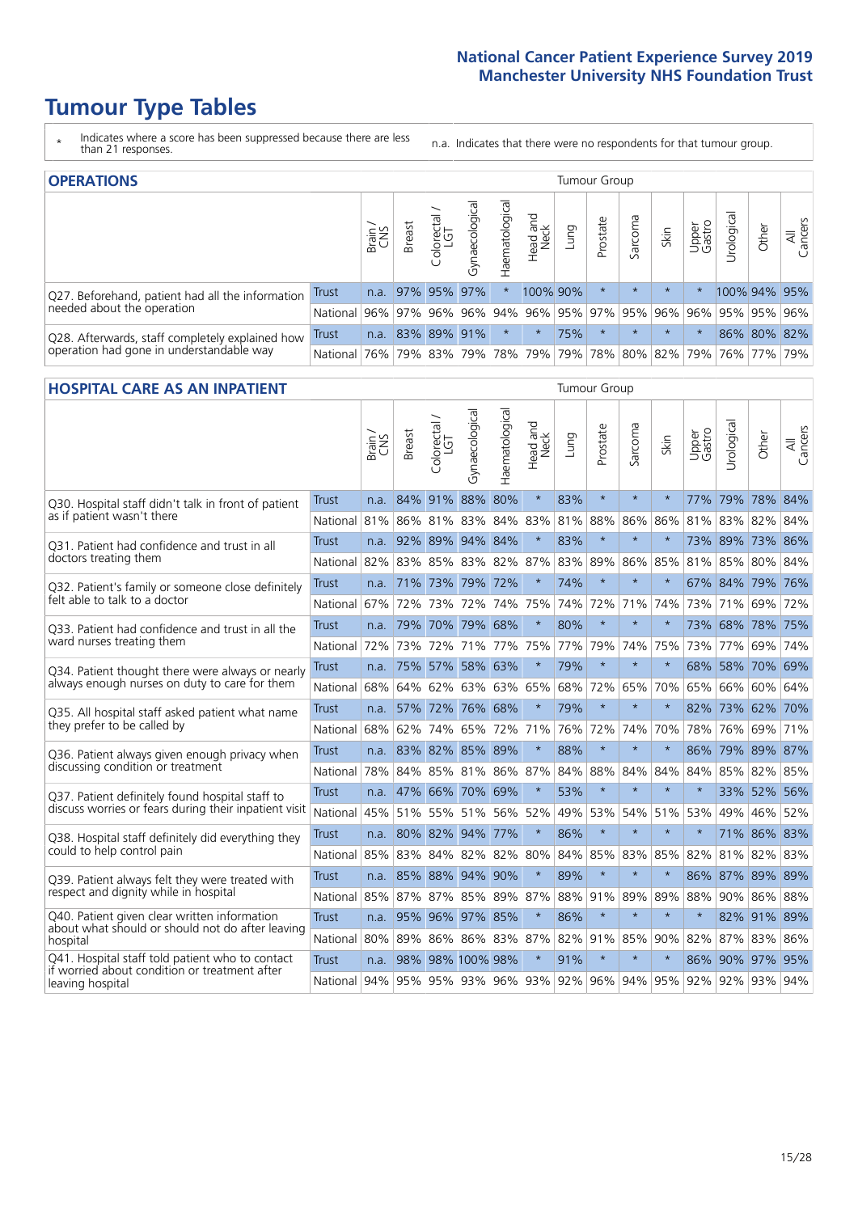# Tumour Type Tables

\* Indicates where a score has been suppressed because there are less than 21 responses.

n.a. Indicates that there were no respondents for that tumour group.

## OPERATIONS

| | | Brain / CNS | Breast | Colorectal / LGT | Gynaecological | Haematological | Head and Neck | Lung | Prostate | Sarcoma | Skin | Upper Gastro | Urological | Other | All Cancers |
|---|---|---|---|---|---|---|---|---|---|---|---|---|---|---|---|
| Q27. Beforehand, patient had all the information needed about the operation | Trust | n.a. | 97% | 95% | 97% | * | 100% | 90% | * | * | * | * | 100% | 94% | 95% |
| | National | 96% | 97% | 96% | 96% | 94% | 96% | 95% | 97% | 95% | 96% | 96% | 95% | 95% | 96% |
| Q28. Afterwards, staff completely explained how operation had gone in understandable way | Trust | n.a. | 83% | 89% | 91% | * | * | 75% | * | * | * | * | 86% | 80% | 82% |
| | National | 76% | 79% | 83% | 79% | 78% | 79% | 79% | 78% | 80% | 82% | 79% | 76% | 77% | 79% |

## HOSPITAL CARE AS AN INPATIENT

| | | Brain / CNS | Breast | Colorectal / LGT | Gynaecological | Haematological | Head and Neck | Lung | Prostate | Sarcoma | Skin | Upper Gastro | Urological | Other | All Cancers |
|---|---|---|---|---|---|---|---|---|---|---|---|---|---|---|---|
| Q30. Hospital staff didn't talk in front of patient as if patient wasn't there | Trust | n.a. | 84% | 91% | 88% | 80% | * | 83% | * | * | * | 77% | 79% | 78% | 84% |
| | National | 81% | 86% | 81% | 83% | 84% | 83% | 81% | 88% | 86% | 86% | 81% | 83% | 82% | 84% |
| Q31. Patient had confidence and trust in all doctors treating them | Trust | n.a. | 92% | 89% | 94% | 84% | * | 83% | * | * | * | 73% | 89% | 73% | 86% |
| | National | 82% | 83% | 85% | 83% | 82% | 87% | 83% | 89% | 86% | 85% | 81% | 85% | 80% | 84% |
| Q32. Patient's family or someone close definitely felt able to talk to a doctor | Trust | n.a. | 71% | 73% | 79% | 72% | * | 74% | * | * | * | 67% | 84% | 79% | 76% |
| | National | 67% | 72% | 73% | 72% | 74% | 75% | 74% | 72% | 71% | 74% | 73% | 71% | 69% | 72% |
| Q33. Patient had confidence and trust in all the ward nurses treating them | Trust | n.a. | 79% | 70% | 79% | 68% | * | 80% | * | * | * | 73% | 68% | 78% | 75% |
| | National | 72% | 73% | 72% | 71% | 77% | 75% | 77% | 79% | 74% | 75% | 73% | 77% | 69% | 74% |
| Q34. Patient thought there were always or nearly always enough nurses on duty to care for them | Trust | n.a. | 75% | 57% | 58% | 63% | * | 79% | * | * | * | 68% | 58% | 70% | 69% |
| | National | 68% | 64% | 62% | 63% | 63% | 65% | 68% | 72% | 65% | 70% | 65% | 66% | 60% | 64% |
| Q35. All hospital staff asked patient what name they prefer to be called by | Trust | n.a. | 57% | 72% | 76% | 68% | * | 79% | * | * | * | 82% | 73% | 62% | 70% |
| | National | 68% | 62% | 74% | 65% | 72% | 71% | 76% | 72% | 74% | 70% | 78% | 76% | 69% | 71% |
| Q36. Patient always given enough privacy when discussing condition or treatment | Trust | n.a. | 83% | 82% | 85% | 89% | * | 88% | * | * | * | 86% | 79% | 89% | 87% |
| | National | 78% | 84% | 85% | 81% | 86% | 87% | 84% | 88% | 84% | 84% | 84% | 85% | 82% | 85% |
| Q37. Patient definitely found hospital staff to discuss worries or fears during their inpatient visit | Trust | n.a. | 47% | 66% | 70% | 69% | * | 53% | * | * | * | * | 33% | 52% | 56% |
| | National | 45% | 51% | 55% | 51% | 56% | 52% | 49% | 53% | 54% | 51% | 53% | 49% | 46% | 52% |
| Q38. Hospital staff definitely did everything they could to help control pain | Trust | n.a. | 80% | 82% | 94% | 77% | * | 86% | * | * | * | * | 71% | 86% | 83% |
| | National | 85% | 83% | 84% | 82% | 82% | 80% | 84% | 85% | 83% | 85% | 82% | 81% | 82% | 83% |
| Q39. Patient always felt they were treated with respect and dignity while in hospital | Trust | n.a. | 85% | 88% | 94% | 90% | * | 89% | * | * | * | 86% | 87% | 89% | 89% |
| | National | 85% | 87% | 87% | 85% | 89% | 87% | 88% | 91% | 89% | 89% | 88% | 90% | 86% | 88% |
| Q40. Patient given clear written information about what should or should not do after leaving hospital | Trust | n.a. | 95% | 96% | 97% | 85% | * | 86% | * | * | * | * | 82% | 91% | 89% |
| | National | 80% | 89% | 86% | 86% | 83% | 87% | 82% | 91% | 85% | 90% | 82% | 87% | 83% | 86% |
| Q41. Hospital staff told patient who to contact if worried about condition or treatment after leaving hospital | Trust | n.a. | 98% | 98% | 100% | 98% | * | 91% | * | * | * | 86% | 90% | 97% | 95% |
| | National | 94% | 95% | 95% | 93% | 96% | 93% | 92% | 96% | 94% | 95% | 92% | 92% | 93% | 94% |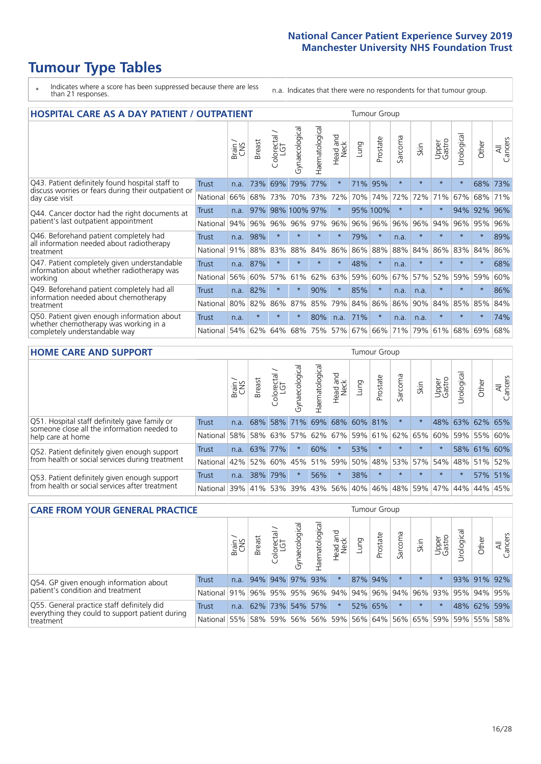# Tumour Type Tables

\* Indicates where a score has been suppressed because there are less than 21 responses.

n.a. Indicates that there were no respondents for that tumour group.

## HOSPITAL CARE AS A DAY PATIENT / OUTPATIENT

| | | Brain / CNS | Breast | Colorectal / LGT | Gynaecological | Haematological | Head and Neck | Lung | Prostate | Sarcoma | Skin | Upper Gastro | Urological | Other | All Cancers |
|---|---|---|---|---|---|---|---|---|---|---|---|---|---|---|---|
| Q43. Patient definitely found hospital staff to discuss worries or fears during their outpatient or day case visit | Trust | n.a. | 73% | 69% | 79% | 77% | * | 71% | 95% | * | * | * | * | 68% | 73% |
| | National | 66% | 68% | 73% | 70% | 73% | 72% | 70% | 74% | 72% | 72% | 71% | 67% | 68% | 71% |
| Q44. Cancer doctor had the right documents at patient's last outpatient appointment | Trust | n.a. | 97% | 98% | 100% | 97% | * | 95% | 100% | * | * | * | 94% | 92% | 96% |
| | National | 94% | 96% | 96% | 96% | 97% | 96% | 96% | 96% | 96% | 96% | 94% | 96% | 95% | 96% |
| Q46. Beforehand patient completely had all information needed about radiotherapy treatment | Trust | n.a. | 98% | * | * | * | * | 79% | * | n.a. | * | * | * | * | 89% |
| | National | 91% | 88% | 83% | 88% | 84% | 86% | 86% | 88% | 88% | 84% | 86% | 83% | 84% | 86% |
| Q47. Patient completely given understandable information about whether radiotherapy was working | Trust | n.a. | 87% | * | * | * | * | 48% | * | n.a. | * | * | * | * | 68% |
| | National | 56% | 60% | 57% | 61% | 62% | 63% | 59% | 60% | 67% | 57% | 52% | 59% | 59% | 60% |
| Q49. Beforehand patient completely had all information needed about chemotherapy treatment | Trust | n.a. | 82% | * | * | 90% | * | 85% | * | n.a. | n.a. | * | * | * | 86% |
| | National | 80% | 82% | 86% | 87% | 85% | 79% | 84% | 86% | 86% | 90% | 84% | 85% | 85% | 84% |
| Q50. Patient given enough information about whether chemotherapy was working in a completely understandable way | Trust | n.a. | * | * | * | 80% | n.a. | 71% | * | n.a. | n.a. | * | * | * | 74% |
| | National | 54% | 62% | 64% | 68% | 75% | 57% | 67% | 66% | 71% | 79% | 61% | 68% | 69% | 68% |

## HOME CARE AND SUPPORT

| | | Brain / CNS | Breast | Colorectal / LGT | Gynaecological | Haematological | Head and Neck | Lung | Prostate | Sarcoma | Skin | Upper Gastro | Urological | Other | All Cancers |
|---|---|---|---|---|---|---|---|---|---|---|---|---|---|---|---|
| Q51. Hospital staff definitely gave family or someone close all the information needed to help care at home | Trust | n.a. | 68% | 58% | 71% | 69% | 68% | 60% | 81% | * | * | 48% | 63% | 62% | 65% |
| | National | 58% | 58% | 63% | 57% | 62% | 67% | 59% | 61% | 62% | 65% | 60% | 59% | 55% | 60% |
| Q52. Patient definitely given enough support from health or social services during treatment | Trust | n.a. | 63% | 77% | * | 60% | * | 53% | * | * | * | * | 58% | 61% | 60% |
| | National | 42% | 52% | 60% | 45% | 51% | 59% | 50% | 48% | 53% | 57% | 54% | 48% | 51% | 52% |
| Q53. Patient definitely given enough support from health or social services after treatment | Trust | n.a. | 38% | 79% | * | 56% | * | 38% | * | * | * | * | * | 57% | 51% |
| | National | 39% | 41% | 53% | 39% | 43% | 56% | 40% | 46% | 48% | 59% | 47% | 44% | 44% | 45% |

## CARE FROM YOUR GENERAL PRACTICE

| | | Brain / CNS | Breast | Colorectal / LGT | Gynaecological | Haematological | Head and Neck | Lung | Prostate | Sarcoma | Skin | Upper Gastro | Urological | Other | All Cancers |
|---|---|---|---|---|---|---|---|---|---|---|---|---|---|---|---|
| Q54. GP given enough information about patient's condition and treatment | Trust | n.a. | 94% | 94% | 97% | 93% | * | 87% | 94% | * | * | * | 93% | 91% | 92% |
| | National | 91% | 96% | 95% | 95% | 96% | 94% | 94% | 96% | 94% | 96% | 93% | 95% | 94% | 95% |
| Q55. General practice staff definitely did everything they could to support patient during treatment | Trust | n.a. | 62% | 73% | 54% | 57% | * | 52% | 65% | * | * | * | 48% | 62% | 59% |
| | National | 55% | 58% | 59% | 56% | 56% | 59% | 56% | 64% | 56% | 65% | 59% | 59% | 55% | 58% |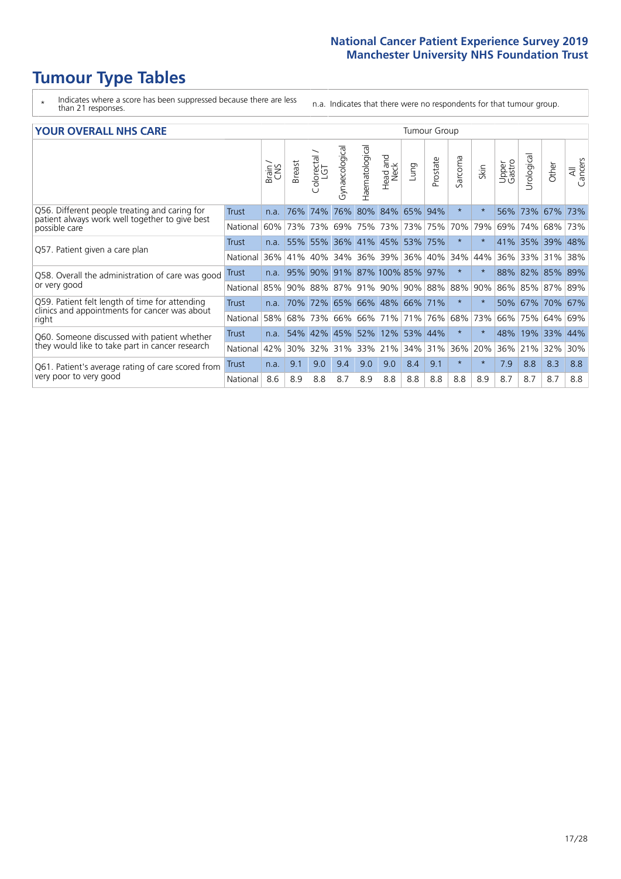# Tumour Type Tables

- \* Indicates where a score has been suppressed because there are less than 21 responses.
- n.a. Indicates that there were no respondents for that tumour group.

## YOUR OVERALL NHS CARE

| | | Brain / CNS | Breast | Colorectal / LGT | Gynaecological | Haematological | Head and Neck | Lung | Prostate | Sarcoma | Skin | Upper Gastro | Urological | Other | All Cancers |
|---|---|---|---|---|---|---|---|---|---|---|---|---|---|---|---|
| Q56. Different people treating and caring for patient always work well together to give best possible care | Trust | n.a. | 76% | 74% | 76% | 80% | 84% | 65% | 94% | * | * | 56% | 73% | 67% | 73% |
| | National | 60% | 73% | 73% | 69% | 75% | 73% | 73% | 75% | 70% | 79% | 69% | 74% | 68% | 73% |
| Q57. Patient given a care plan | Trust | n.a. | 55% | 55% | 36% | 41% | 45% | 53% | 75% | * | * | 41% | 35% | 39% | 48% |
| | National | 36% | 41% | 40% | 34% | 36% | 39% | 36% | 40% | 34% | 44% | 36% | 33% | 31% | 38% |
| Q58. Overall the administration of care was good or very good | Trust | n.a. | 95% | 90% | 91% | 87% | 100% | 85% | 97% | * | * | 88% | 82% | 85% | 89% |
| | National | 85% | 90% | 88% | 87% | 91% | 90% | 90% | 88% | 88% | 90% | 86% | 85% | 87% | 89% |
| Q59. Patient felt length of time for attending clinics and appointments for cancer was about right | Trust | n.a. | 70% | 72% | 65% | 66% | 48% | 66% | 71% | * | * | 50% | 67% | 70% | 67% |
| | National | 58% | 68% | 73% | 66% | 66% | 71% | 71% | 76% | 68% | 73% | 66% | 75% | 64% | 69% |
| Q60. Someone discussed with patient whether they would like to take part in cancer research | Trust | n.a. | 54% | 42% | 45% | 52% | 12% | 53% | 44% | * | * | 48% | 19% | 33% | 44% |
| | National | 42% | 30% | 32% | 31% | 33% | 21% | 34% | 31% | 36% | 20% | 36% | 21% | 32% | 30% |
| Q61. Patient's average rating of care scored from very poor to very good | Trust | n.a. | 9.1 | 9.0 | 9.4 | 9.0 | 9.0 | 8.4 | 9.1 | * | * | 7.9 | 8.8 | 8.3 | 8.8 |
| | National | 8.6 | 8.9 | 8.8 | 8.7 | 8.9 | 8.8 | 8.8 | 8.8 | 8.8 | 8.9 | 8.7 | 8.7 | 8.7 | 8.8 |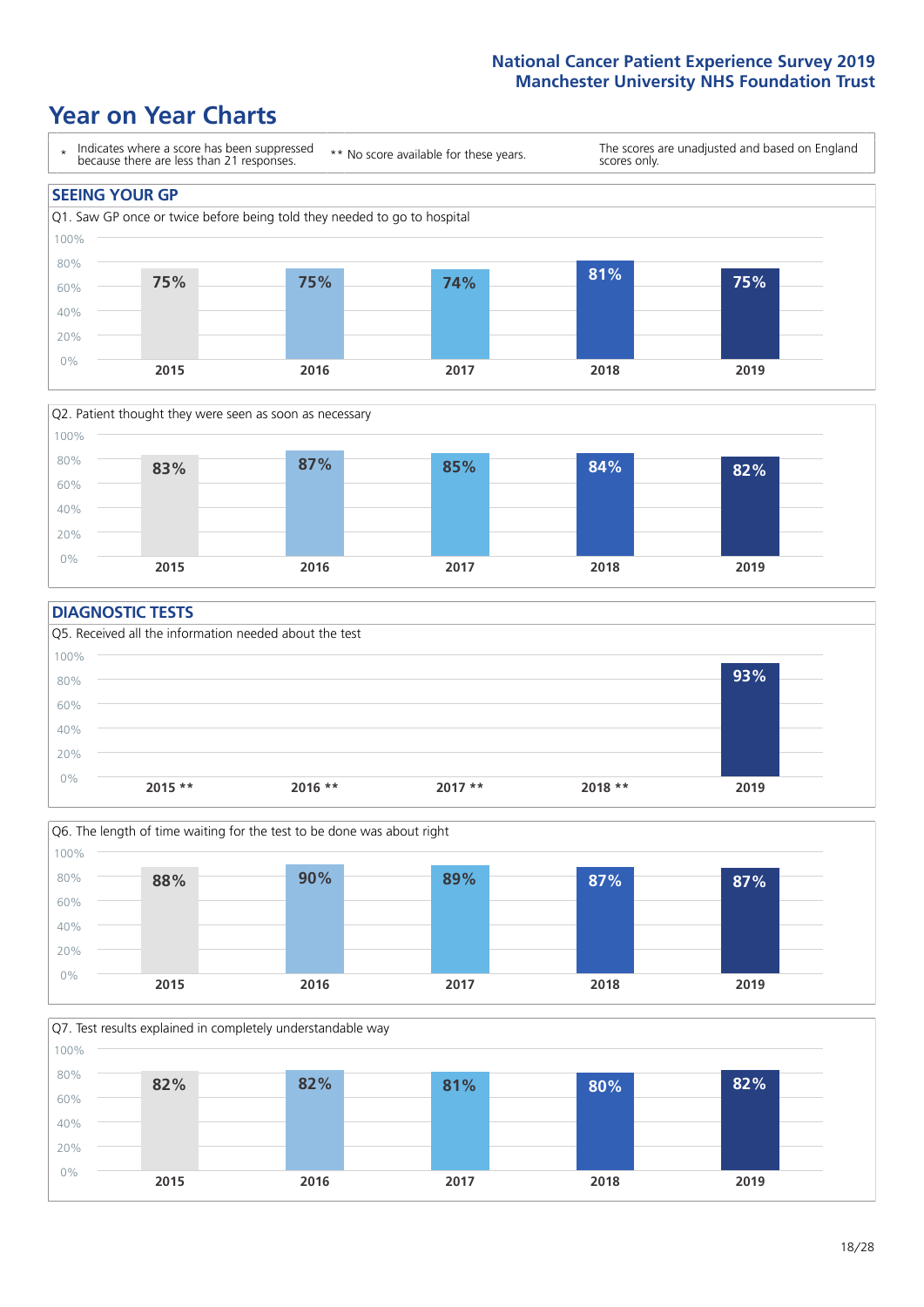# Year on Year Charts

\* Indicates where a score has been suppressed because there are less than 21 responses.

** No score available for these years.

The scores are unadjusted and based on England scores only.

## SEEING YOUR GP

Q1. Saw GP once or twice before being told they needed to go to hospital

| 2015 | 2016 | 2017 | 2018 | 2019 |
|---|---|---|---|---|
| 75% | 75% | 74% | 81% | 75% |

Q2. Patient thought they were seen as soon as necessary

| 2015 | 2016 | 2017 | 2018 | 2019 |
|---|---|---|---|---|
| 83% | 87% | 85% | 84% | 82% |

## DIAGNOSTIC TESTS

Q5. Received all the information needed about the test

| 2015 ** | 2016 ** | 2017 ** | 2018 ** | 2019 |
|---|---|---|---|---|
| | | | | 93% |

Q6. The length of time waiting for the test to be done was about right

| 2015 | 2016 | 2017 | 2018 | 2019 |
|---|---|---|---|---|
| 88% | 90% | 89% | 87% | 87% |

Q7. Test results explained in completely understandable way

| 2015 | 2016 | 2017 | 2018 | 2019 |
|---|---|---|---|---|
| 82% | 82% | 81% | 80% | 82% |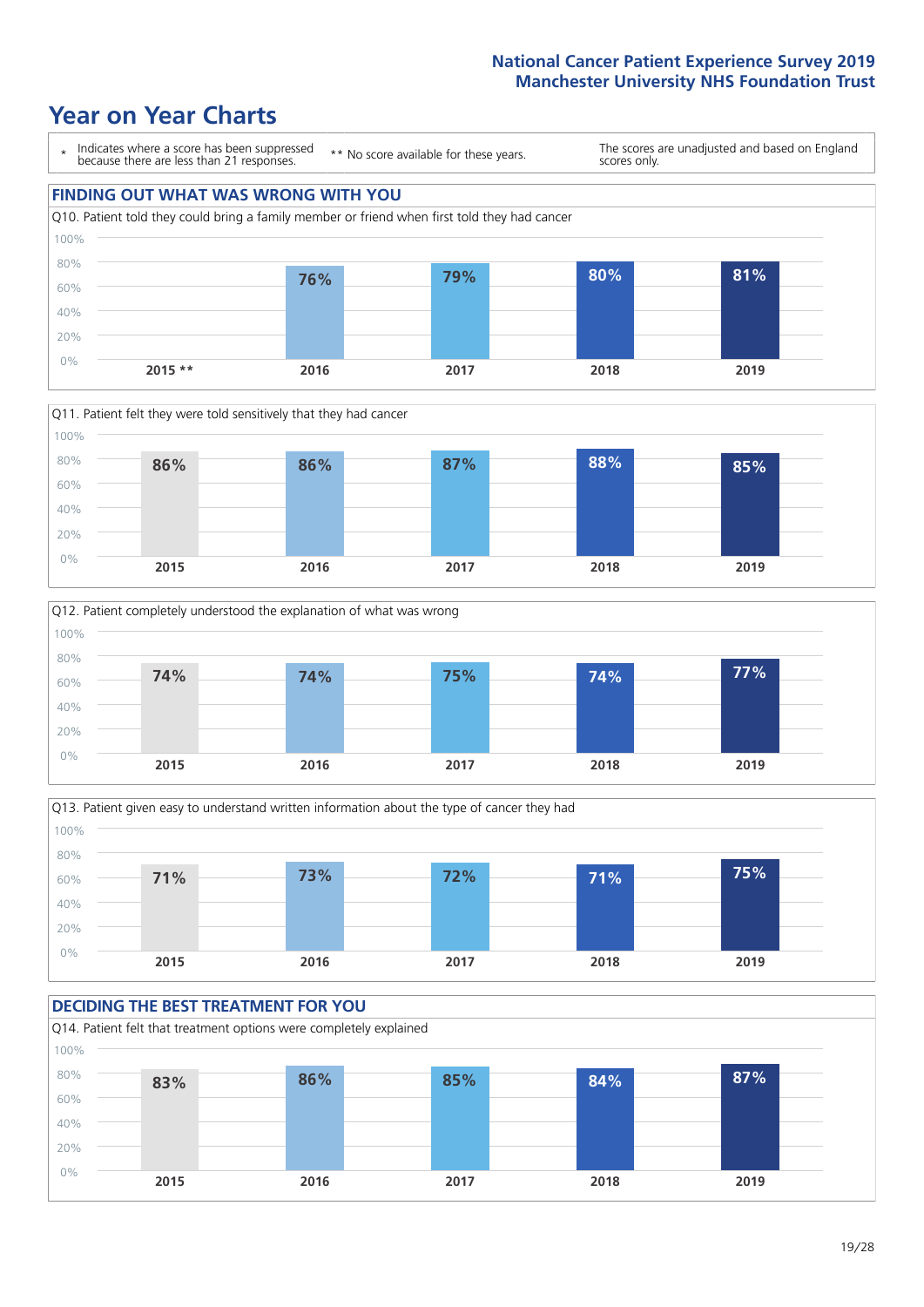# Year on Year Charts

\* Indicates where a score has been suppressed because there are less than 21 responses.

\*\* No score available for these years.

The scores are unadjusted and based on England scores only.

## FINDING OUT WHAT WAS WRONG WITH YOU

Q10. Patient told they could bring a family member or friend when first told they had cancer

| 2015 ** | 2016 | 2017 | 2018 | 2019 |
|---|---|---|---|---|
| | 76% | 79% | 80% | 81% |

Q11. Patient felt they were told sensitively that they had cancer

| 2015 | 2016 | 2017 | 2018 | 2019 |
|---|---|---|---|---|
| 86% | 86% | 87% | 88% | 85% |

Q12. Patient completely understood the explanation of what was wrong

| 2015 | 2016 | 2017 | 2018 | 2019 |
|---|---|---|---|---|
| 74% | 74% | 75% | 74% | 77% |

Q13. Patient given easy to understand written information about the type of cancer they had

| 2015 | 2016 | 2017 | 2018 | 2019 |
|---|---|---|---|---|
| 71% | 73% | 72% | 71% | 75% |

## DECIDING THE BEST TREATMENT FOR YOU

Q14. Patient felt that treatment options were completely explained

| 2015 | 2016 | 2017 | 2018 | 2019 |
|---|---|---|---|---|
| 83% | 86% | 85% | 84% | 87% |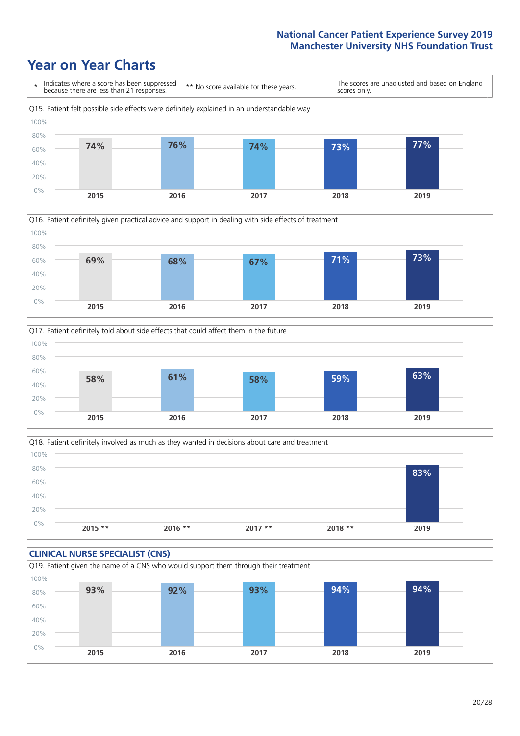# Year on Year Charts

\* Indicates where a score has been suppressed because there are less than 21 responses.

\*\* No score available for these years.

The scores are unadjusted and based on England scores only.

Q15. Patient felt possible side effects were definitely explained in an understandable way

| 2015 | 2016 | 2017 | 2018 | 2019 |
|---|---|---|---|---|
| 74% | 76% | 74% | 73% | 77% |

Q16. Patient definitely given practical advice and support in dealing with side effects of treatment

| 2015 | 2016 | 2017 | 2018 | 2019 |
|---|---|---|---|---|
| 69% | 68% | 67% | 71% | 73% |

Q17. Patient definitely told about side effects that could affect them in the future

| 2015 | 2016 | 2017 | 2018 | 2019 |
|---|---|---|---|---|
| 58% | 61% | 58% | 59% | 63% |

Q18. Patient definitely involved as much as they wanted in decisions about care and treatment

| 2015 ** | 2016 ** | 2017 ** | 2018 ** | 2019 |
|---|---|---|---|---|
| | | | | 83% |

## CLINICAL NURSE SPECIALIST (CNS)

Q19. Patient given the name of a CNS who would support them through their treatment

| 2015 | 2016 | 2017 | 2018 | 2019 |
|---|---|---|---|---|
| 93% | 92% | 93% | 94% | 94% |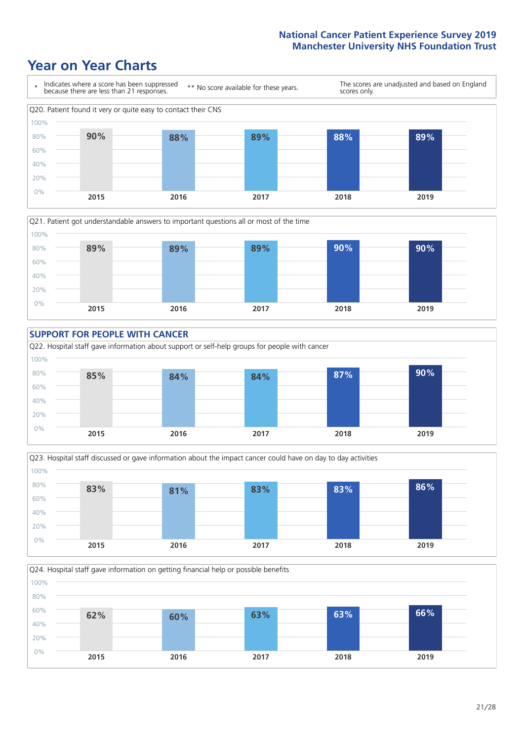# Year on Year Charts

\* Indicates where a score has been suppressed because there are less than 21 responses.

\*\* No score available for these years.

The scores are unadjusted and based on England scores only.

Q20. Patient found it very or quite easy to contact their CNS

| 2015 | 2016 | 2017 | 2018 | 2019 |
|---|---|---|---|---|
| 90% | 88% | 89% | 88% | 89% |

Q21. Patient got understandable answers to important questions all or most of the time

| 2015 | 2016 | 2017 | 2018 | 2019 |
|---|---|---|---|---|
| 89% | 89% | 89% | 90% | 90% |

## SUPPORT FOR PEOPLE WITH CANCER

Q22. Hospital staff gave information about support or self-help groups for people with cancer

| 2015 | 2016 | 2017 | 2018 | 2019 |
|---|---|---|---|---|
| 85% | 84% | 84% | 87% | 90% |

Q23. Hospital staff discussed or gave information about the impact cancer could have on day to day activities

| 2015 | 2016 | 2017 | 2018 | 2019 |
|---|---|---|---|---|
| 83% | 81% | 83% | 83% | 86% |

Q24. Hospital staff gave information on getting financial help or possible benefits

| 2015 | 2016 | 2017 | 2018 | 2019 |
|---|---|---|---|---|
| 62% | 60% | 63% | 63% | 66% |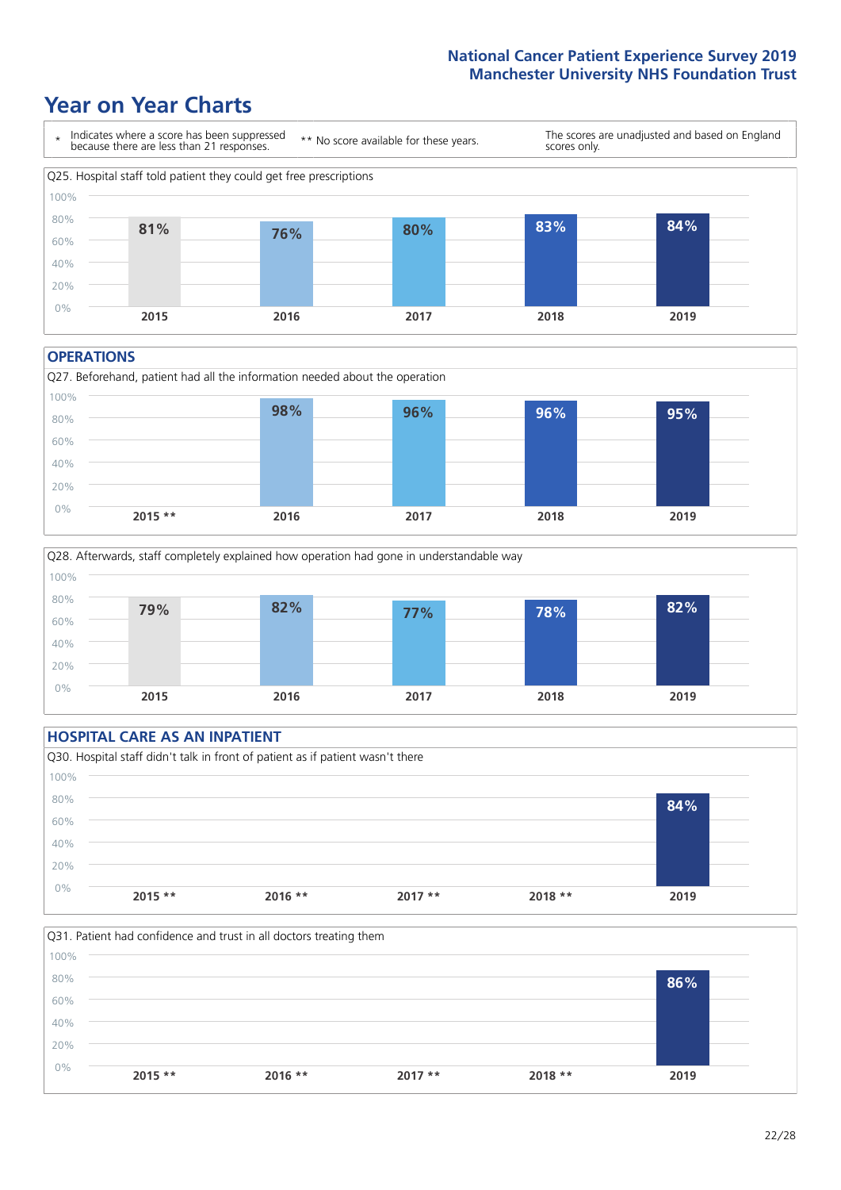# Year on Year Charts

\* Indicates where a score has been suppressed because there are less than 21 responses.

** No score available for these years.

The scores are unadjusted and based on England scores only.

Q25. Hospital staff told patient they could get free prescriptions

| 2015 | 2016 | 2017 | 2018 | 2019 |
|---|---|---|---|---|
| 81% | 76% | 80% | 83% | 84% |

## OPERATIONS

Q27. Beforehand, patient had all the information needed about the operation

| 2015 ** | 2016 | 2017 | 2018 | 2019 |
|---|---|---|---|---|
| | 98% | 96% | 96% | 95% |

Q28. Afterwards, staff completely explained how operation had gone in understandable way

| 2015 | 2016 | 2017 | 2018 | 2019 |
|---|---|---|---|---|
| 79% | 82% | 77% | 78% | 82% |

## HOSPITAL CARE AS AN INPATIENT

Q30. Hospital staff didn't talk in front of patient as if patient wasn't there

| 2015 ** | 2016 ** | 2017 ** | 2018 ** | 2019 |
|---|---|---|---|---|
| | | | | 84% |

Q31. Patient had confidence and trust in all doctors treating them

| 2015 ** | 2016 ** | 2017 ** | 2018 ** | 2019 |
|---|---|---|---|---|
| | | | | 86% |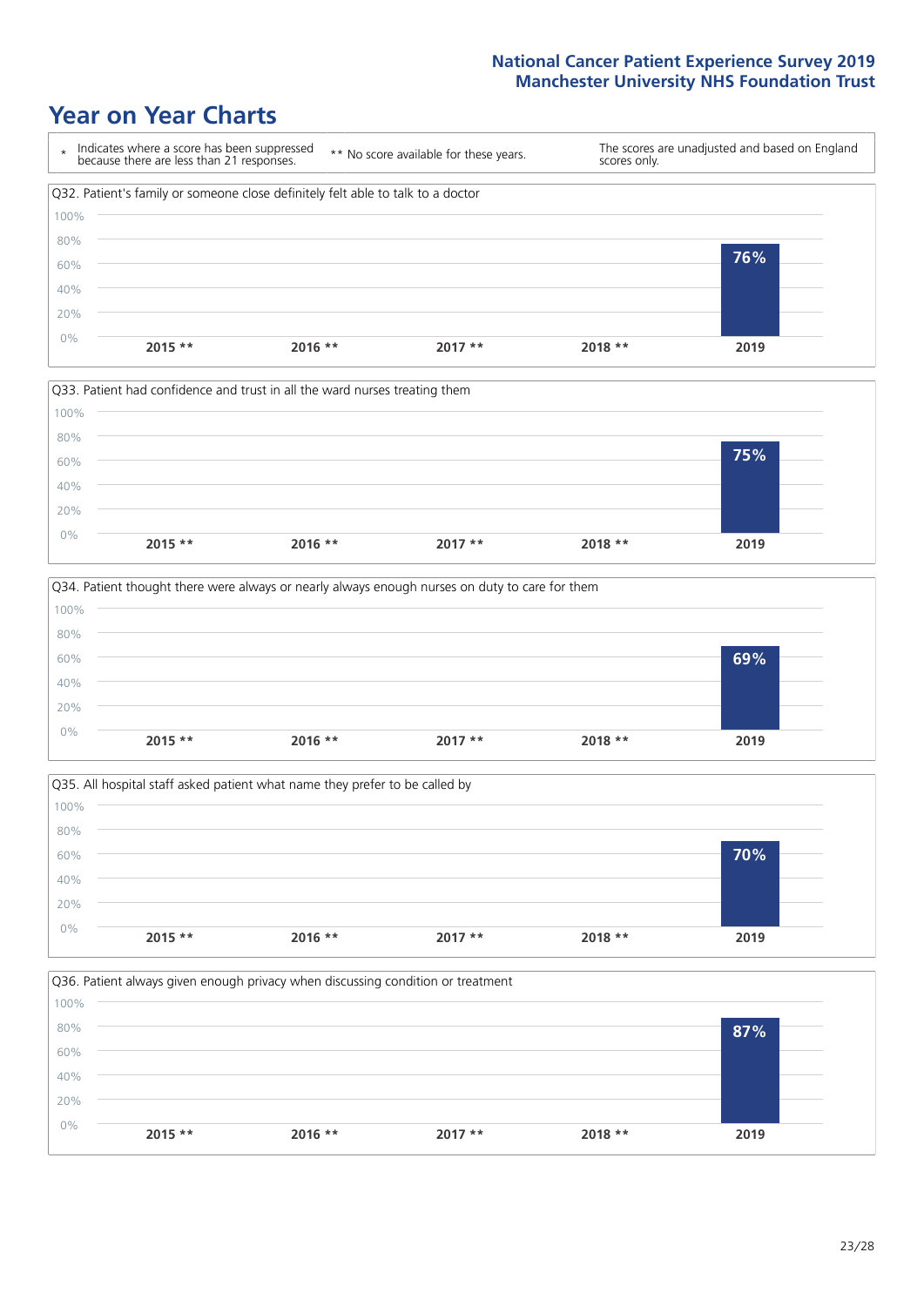# Year on Year Charts

| * | Indicates where a score has been suppressed because there are less than 21 responses. | ** | No score available for these years. | The scores are unadjusted and based on England scores only. |
|---|---|---|---|---|

### Q32. Patient's family or someone close definitely felt able to talk to a doctor

| 2015 ** | 2016 ** | 2017 ** | 2018 ** | 2019 |
|---|---|---|---|---|
| | | | | 76% |

### Q33. Patient had confidence and trust in all the ward nurses treating them

| 2015 ** | 2016 ** | 2017 ** | 2018 ** | 2019 |
|---|---|---|---|---|
| | | | | 75% |

### Q34. Patient thought there were always or nearly always enough nurses on duty to care for them

| 2015 ** | 2016 ** | 2017 ** | 2018 ** | 2019 |
|---|---|---|---|---|
| | | | | 69% |

### Q35. All hospital staff asked patient what name they prefer to be called by

| 2015 ** | 2016 ** | 2017 ** | 2018 ** | 2019 |
|---|---|---|---|---|
| | | | | 70% |

### Q36. Patient always given enough privacy when discussing condition or treatment

| 2015 ** | 2016 ** | 2017 ** | 2018 ** | 2019 |
|---|---|---|---|---|
| | | | | 87% |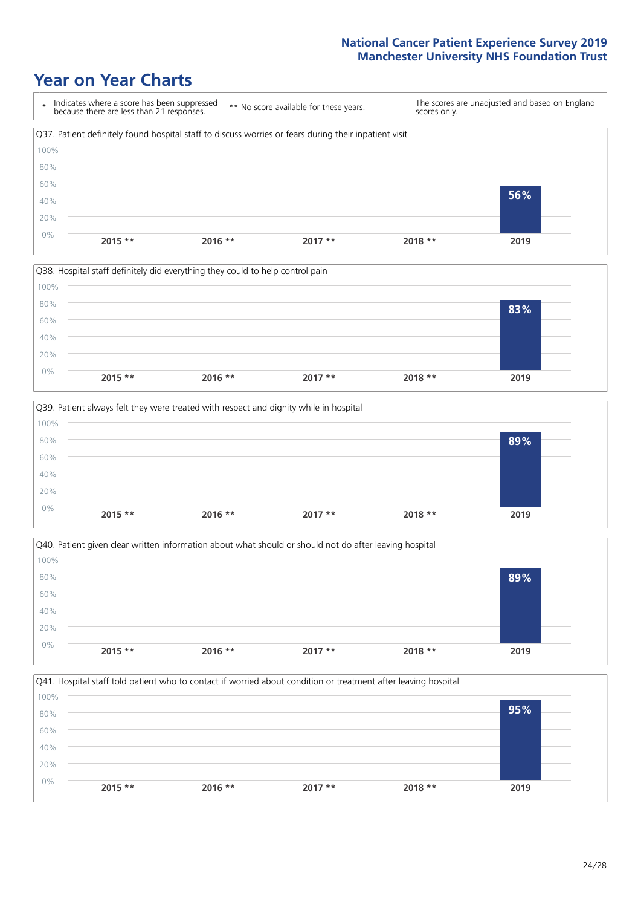# Year on Year Charts

\* Indicates where a score has been suppressed because there are less than 21 responses.

** No score available for these years.

The scores are unadjusted and based on England scores only.

Q37. Patient definitely found hospital staff to discuss worries or fears during their inpatient visit

| 2015 ** | 2016 ** | 2017 ** | 2018 ** | 2019 |
|---|---|---|---|---|
| | | | | 56% |

Q38. Hospital staff definitely did everything they could to help control pain

| 2015 ** | 2016 ** | 2017 ** | 2018 ** | 2019 |
|---|---|---|---|---|
| | | | | 83% |

Q39. Patient always felt they were treated with respect and dignity while in hospital

| 2015 ** | 2016 ** | 2017 ** | 2018 ** | 2019 |
|---|---|---|---|---|
| | | | | 89% |

Q40. Patient given clear written information about what should or should not do after leaving hospital

| 2015 ** | 2016 ** | 2017 ** | 2018 ** | 2019 |
|---|---|---|---|---|
| | | | | 89% |

Q41. Hospital staff told patient who to contact if worried about condition or treatment after leaving hospital

| 2015 ** | 2016 ** | 2017 ** | 2018 ** | 2019 |
|---|---|---|---|---|
| | | | | 95% |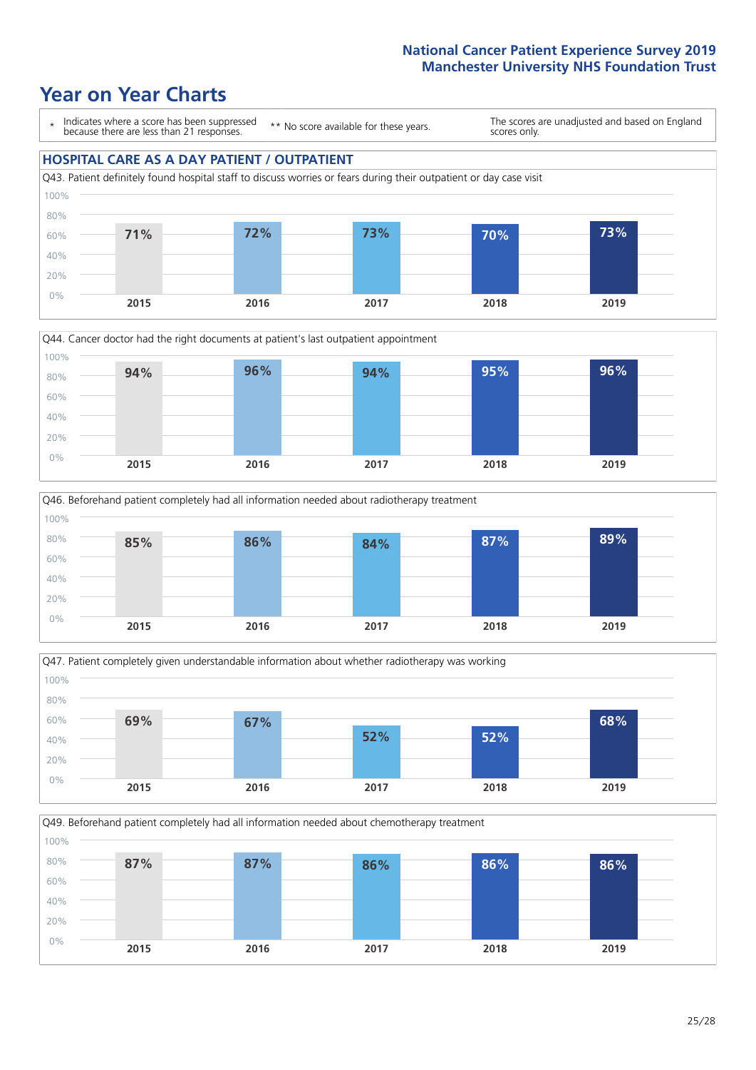# Year on Year Charts

\* Indicates where a score has been suppressed because there are less than 21 responses.

\*\* No score available for these years.

The scores are unadjusted and based on England scores only.

## HOSPITAL CARE AS A DAY PATIENT / OUTPATIENT

Q43. Patient definitely found hospital staff to discuss worries or fears during their outpatient or day case visit

| 2015 | 2016 | 2017 | 2018 | 2019 |
|---|---|---|---|---|
| 71% | 72% | 73% | 70% | 73% |

Q44. Cancer doctor had the right documents at patient's last outpatient appointment

| 2015 | 2016 | 2017 | 2018 | 2019 |
|---|---|---|---|---|
| 94% | 96% | 94% | 95% | 96% |

Q46. Beforehand patient completely had all information needed about radiotherapy treatment

| 2015 | 2016 | 2017 | 2018 | 2019 |
|---|---|---|---|---|
| 85% | 86% | 84% | 87% | 89% |

Q47. Patient completely given understandable information about whether radiotherapy was working

| 2015 | 2016 | 2017 | 2018 | 2019 |
|---|---|---|---|---|
| 69% | 67% | 52% | 52% | 68% |

Q49. Beforehand patient completely had all information needed about chemotherapy treatment

| 2015 | 2016 | 2017 | 2018 | 2019 |
|---|---|---|---|---|
| 87% | 87% | 86% | 86% | 86% |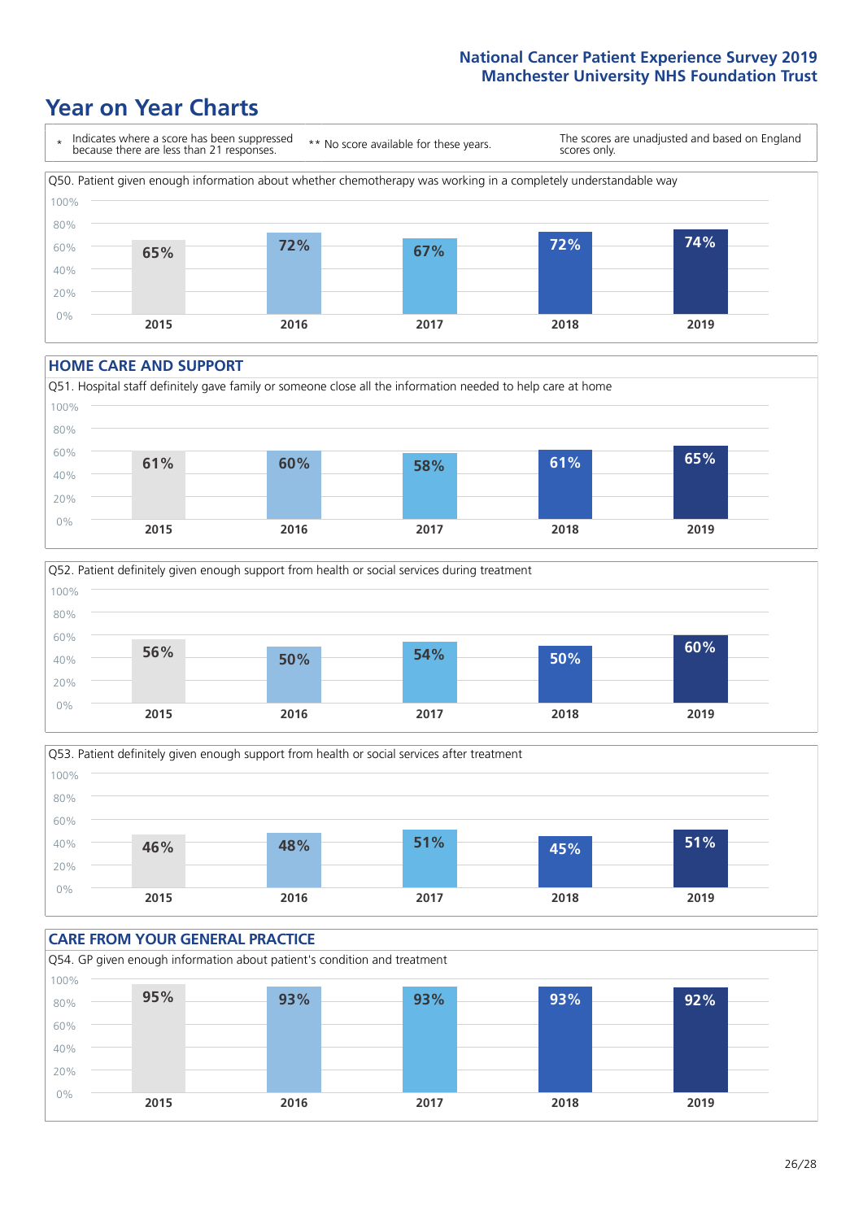# Year on Year Charts

\* Indicates where a score has been suppressed because there are less than 21 responses.

\*\* No score available for these years.

The scores are unadjusted and based on England scores only.

Q50. Patient given enough information about whether chemotherapy was working in a completely understandable way

| 2015 | 2016 | 2017 | 2018 | 2019 |
|---|---|---|---|---|
| 65% | 72% | 67% | 72% | 74% |

## HOME CARE AND SUPPORT

Q51. Hospital staff definitely gave family or someone close all the information needed to help care at home

| 2015 | 2016 | 2017 | 2018 | 2019 |
|---|---|---|---|---|
| 61% | 60% | 58% | 61% | 65% |

Q52. Patient definitely given enough support from health or social services during treatment

| 2015 | 2016 | 2017 | 2018 | 2019 |
|---|---|---|---|---|
| 56% | 50% | 54% | 50% | 60% |

Q53. Patient definitely given enough support from health or social services after treatment

| 2015 | 2016 | 2017 | 2018 | 2019 |
|---|---|---|---|---|
| 46% | 48% | 51% | 45% | 51% |

## CARE FROM YOUR GENERAL PRACTICE

Q54. GP given enough information about patient's condition and treatment

| 2015 | 2016 | 2017 | 2018 | 2019 |
|---|---|---|---|---|
| 95% | 93% | 93% | 93% | 92% |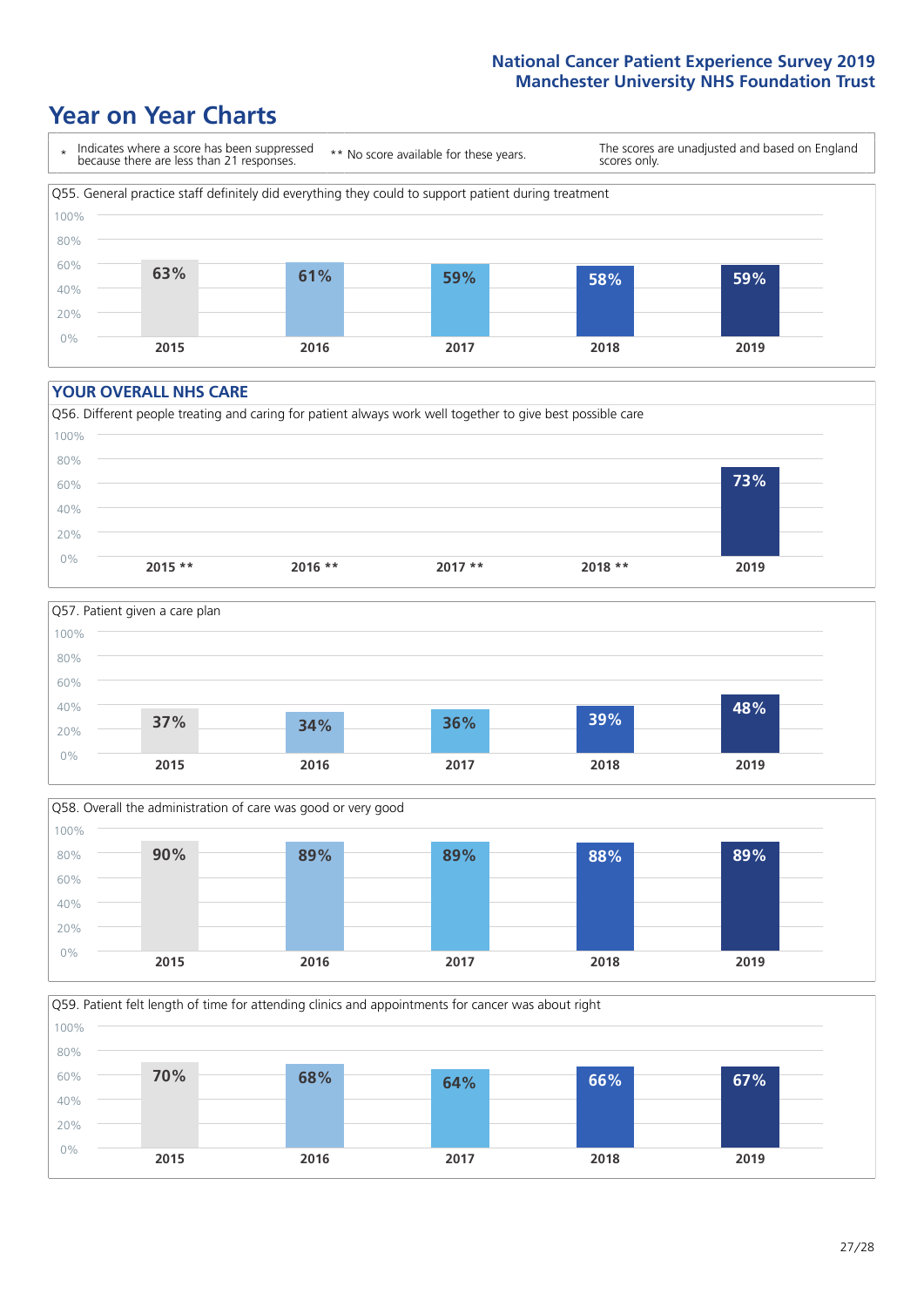# Year on Year Charts

\* Indicates where a score has been suppressed because there are less than 21 responses.

\*\* No score available for these years.

The scores are unadjusted and based on England scores only.

Q55. General practice staff definitely did everything they could to support patient during treatment

| 2015 | 2016 | 2017 | 2018 | 2019 |
|---|---|---|---|---|
| 63% | 61% | 59% | 58% | 59% |

## YOUR OVERALL NHS CARE

Q56. Different people treating and caring for patient always work well together to give best possible care

| 2015 ** | 2016 ** | 2017 ** | 2018 ** | 2019 |
|---|---|---|---|---|
| | | | | 73% |

Q57. Patient given a care plan

| 2015 | 2016 | 2017 | 2018 | 2019 |
|---|---|---|---|---|
| 37% | 34% | 36% | 39% | 48% |

Q58. Overall the administration of care was good or very good

| 2015 | 2016 | 2017 | 2018 | 2019 |
|---|---|---|---|---|
| 90% | 89% | 89% | 88% | 89% |

Q59. Patient felt length of time for attending clinics and appointments for cancer was about right

| 2015 | 2016 | 2017 | 2018 | 2019 |
|---|---|---|---|---|
| 70% | 68% | 64% | 66% | 67% |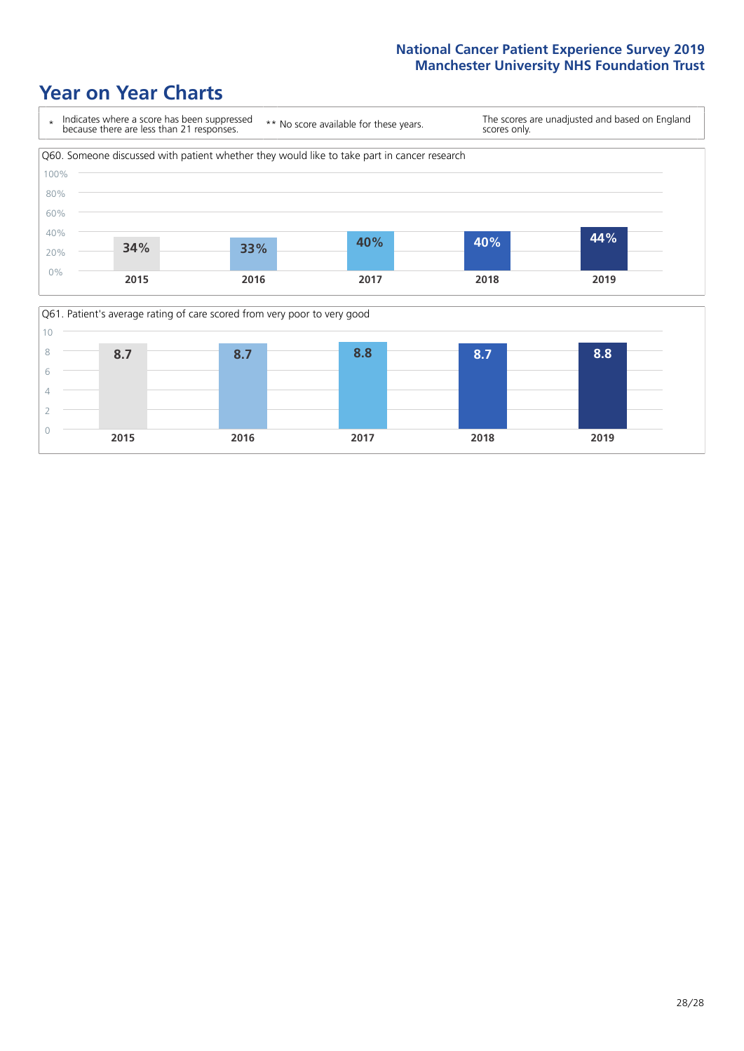# Year on Year Charts

\* Indicates where a score has been suppressed because there are less than 21 responses.

\*\* No score available for these years.

The scores are unadjusted and based on England scores only.

Q60. Someone discussed with patient whether they would like to take part in cancer research

100%
80%
60%
40%
20%
0%

34%
33%
40%
40%
44%

2015
2016
2017
2018
2019

Q61. Patient's average rating of care scored from very poor to very good

10
8
6
4
2
0

8.7
8.7
8.8
8.7
8.8

2015
2016
2017
2018
2019